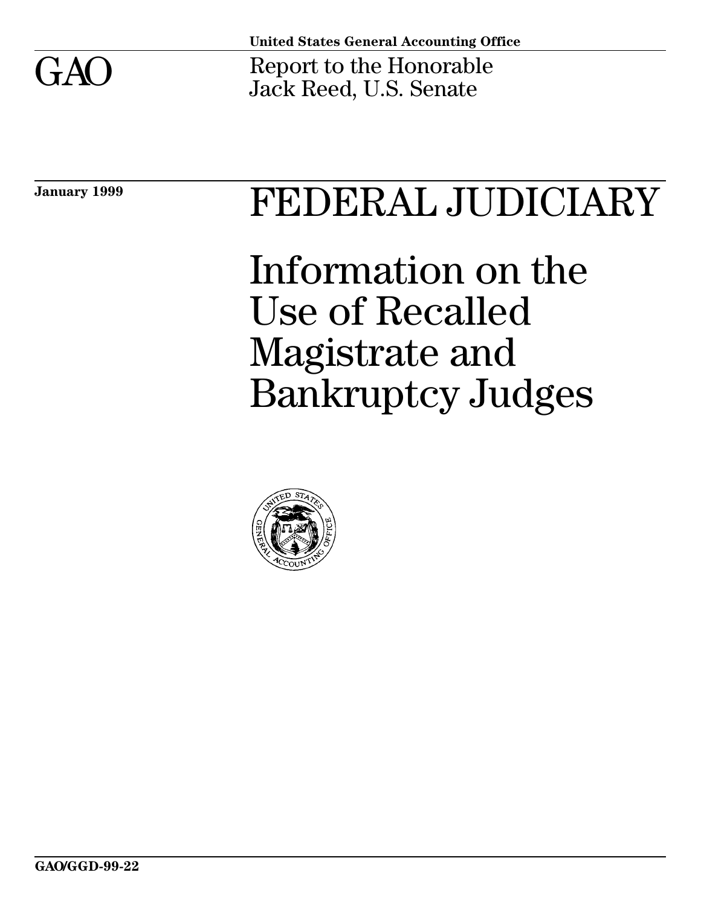United States General Accounting Office

GAO

Report to the Honorable Jack Reed, U.S. Senate

January 1999

# FEDERAL JUDICIARY

# Information on the Use of Recalled Magistrate and Bankruptcy Judges

GAO/GGD-99-22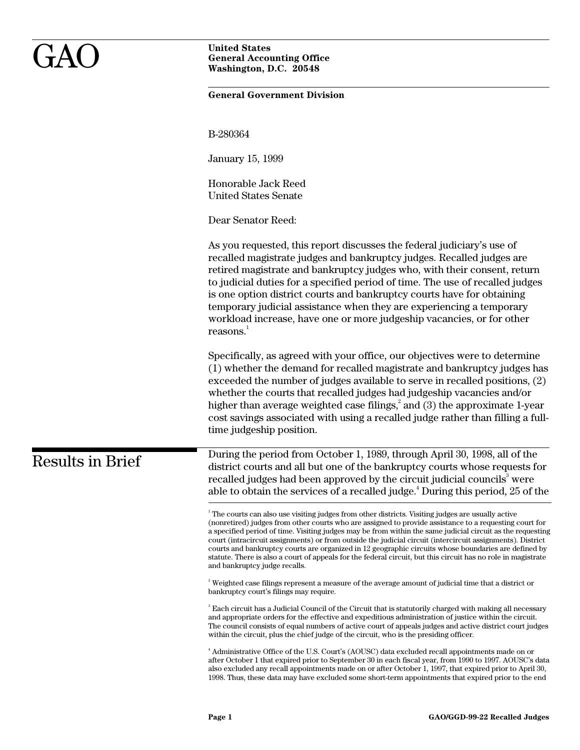# GAO

**United States**
**General Accounting Office**
**Washington, D.C. 20548**

**General Government Division**

B-280364

January 15, 1999

Honorable Jack Reed
United States Senate

Dear Senator Reed:

As you requested, this report discusses the federal judiciary's use of recalled magistrate judges and bankruptcy judges. Recalled judges are retired magistrate and bankruptcy judges who, with their consent, return to judicial duties for a specified period of time. The use of recalled judges is one option district courts and bankruptcy courts have for obtaining temporary judicial assistance when they are experiencing a temporary workload increase, have one or more judgeship vacancies, or for other reasons.[1]

Specifically, as agreed with your office, our objectives were to determine (1) whether the demand for recalled magistrate and bankruptcy judges has exceeded the number of judges available to serve in recalled positions, (2) whether the courts that recalled judges had judgeship vacancies and/or higher than average weighted case filings,[2] and (3) the approximate 1-year cost savings associated with using a recalled judge rather than filling a full-time judgeship position.

## Results in Brief

During the period from October 1, 1989, through April 30, 1998, all of the district courts and all but one of the bankruptcy courts whose requests for recalled judges had been approved by the circuit judicial councils[3] were able to obtain the services of a recalled judge.[4] During this period, 25 of the

[1] The courts can also use visiting judges from other districts. Visiting judges are usually active (nonretired) judges from other courts who are assigned to provide assistance to a requesting court for a specified period of time. Visiting judges may be from within the same judicial circuit as the requesting court (intracircuit assignments) or from outside the judicial circuit (intercircuit assignments). District courts and bankruptcy courts are organized in 12 geographic circuits whose boundaries are defined by statute. There is also a court of appeals for the federal circuit, but this circuit has no role in magistrate and bankruptcy judge recalls.

[2] Weighted case filings represent a measure of the average amount of judicial time that a district or bankruptcy court's filings may require.

[3] Each circuit has a Judicial Council of the Circuit that is statutorily charged with making all necessary and appropriate orders for the effective and expeditious administration of justice within the circuit. The council consists of equal numbers of active court of appeals judges and active district court judges within the circuit, plus the chief judge of the circuit, who is the presiding officer.

[4] Administrative Office of the U.S. Court's (AOUSC) data excluded recall appointments made on or after October 1 that expired prior to September 30 in each fiscal year, from 1990 to 1997. AOUSC's data also excluded any recall appointments made on or after October 1, 1997, that expired prior to April 30, 1998. Thus, these data may have excluded some short-term appointments that expired prior to the end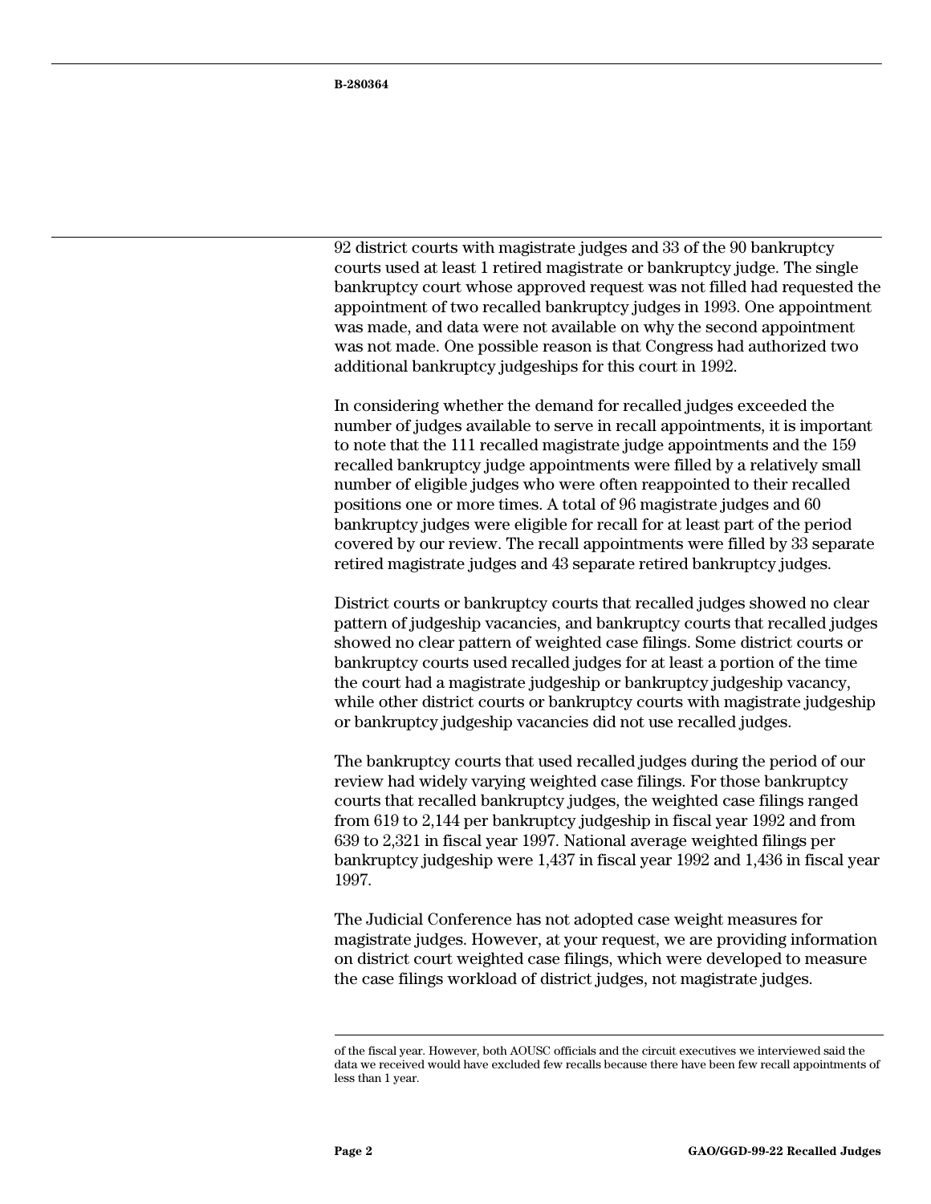92 district courts with magistrate judges and 33 of the 90 bankruptcy courts used at least 1 retired magistrate or bankruptcy judge. The single bankruptcy court whose approved request was not filled had requested the appointment of two recalled bankruptcy judges in 1993. One appointment was made, and data were not available on why the second appointment was not made. One possible reason is that Congress had authorized two additional bankruptcy judgeships for this court in 1992.

In considering whether the demand for recalled judges exceeded the number of judges available to serve in recall appointments, it is important to note that the 111 recalled magistrate judge appointments and the 159 recalled bankruptcy judge appointments were filled by a relatively small number of eligible judges who were often reappointed to their recalled positions one or more times. A total of 96 magistrate judges and 60 bankruptcy judges were eligible for recall for at least part of the period covered by our review. The recall appointments were filled by 33 separate retired magistrate judges and 43 separate retired bankruptcy judges.

District courts or bankruptcy courts that recalled judges showed no clear pattern of judgeship vacancies, and bankruptcy courts that recalled judges showed no clear pattern of weighted case filings. Some district courts or bankruptcy courts used recalled judges for at least a portion of the time the court had a magistrate judgeship or bankruptcy judgeship vacancy, while other district courts or bankruptcy courts with magistrate judgeship or bankruptcy judgeship vacancies did not use recalled judges.

The bankruptcy courts that used recalled judges during the period of our review had widely varying weighted case filings. For those bankruptcy courts that recalled bankruptcy judges, the weighted case filings ranged from 619 to 2,144 per bankruptcy judgeship in fiscal year 1992 and from 639 to 2,321 in fiscal year 1997. National average weighted filings per bankruptcy judgeship were 1,437 in fiscal year 1992 and 1,436 in fiscal year 1997.

The Judicial Conference has not adopted case weight measures for magistrate judges. However, at your request, we are providing information on district court weighted case filings, which were developed to measure the case filings workload of district judges, not magistrate judges.

---

of the fiscal year. However, both AOUSC officials and the circuit executives we interviewed said the data we received would have excluded few recalls because there have been few recall appointments of less than 1 year.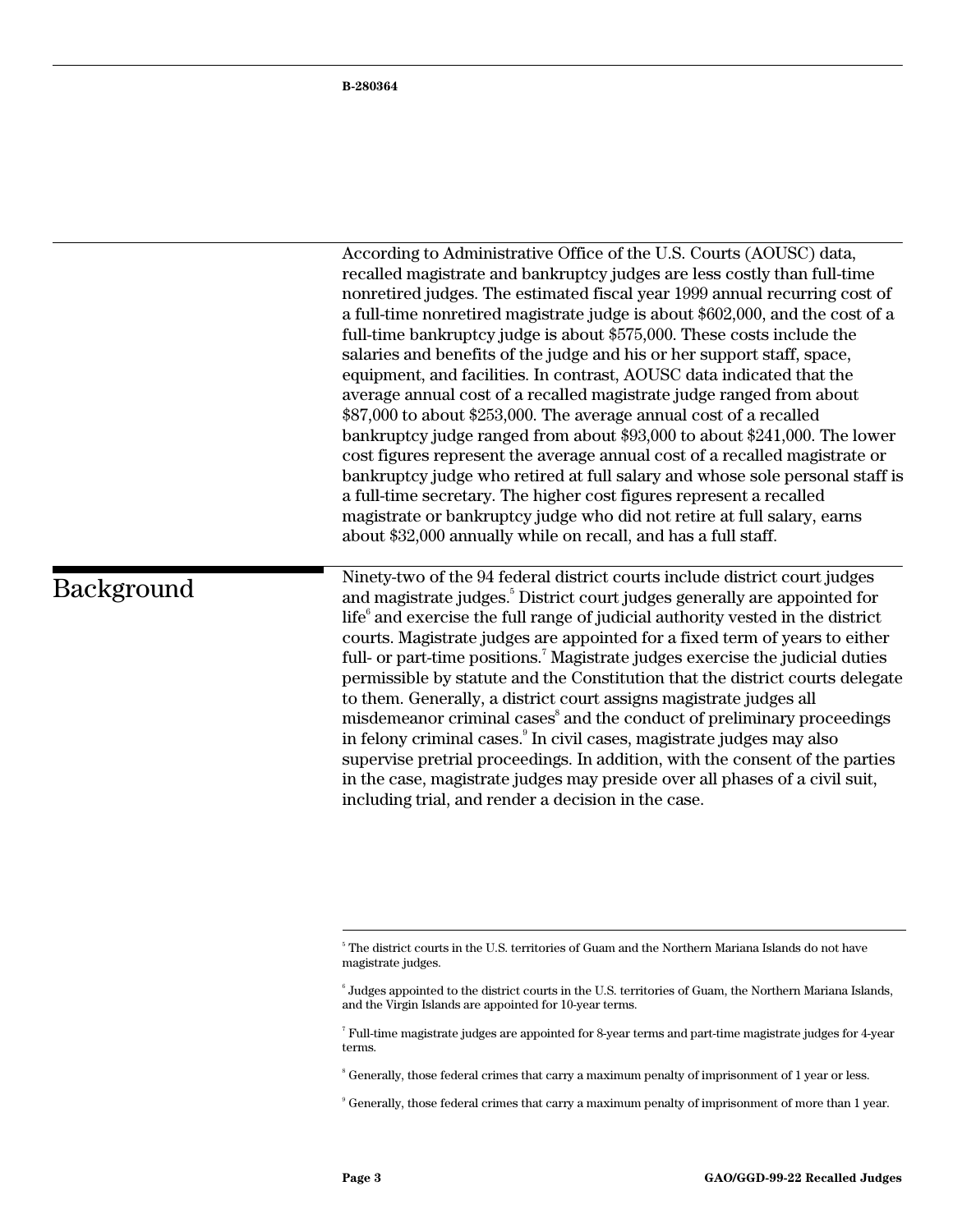According to Administrative Office of the U.S. Courts (AOUSC) data, recalled magistrate and bankruptcy judges are less costly than full-time nonretired judges. The estimated fiscal year 1999 annual recurring cost of a full-time nonretired magistrate judge is about $602,000, and the cost of a full-time bankruptcy judge is about $575,000. These costs include the salaries and benefits of the judge and his or her support staff, space, equipment, and facilities. In contrast, AOUSC data indicated that the average annual cost of a recalled magistrate judge ranged from about $87,000 to about $253,000. The average annual cost of a recalled bankruptcy judge ranged from about $93,000 to about $241,000. The lower cost figures represent the average annual cost of a recalled magistrate or bankruptcy judge who retired at full salary and whose sole personal staff is a full-time secretary. The higher cost figures represent a recalled magistrate or bankruptcy judge who did not retire at full salary, earns about $32,000 annually while on recall, and has a full staff.

## Background

Ninety-two of the 94 federal district courts include district court judges and magistrate judges.[5] District court judges generally are appointed for life[6] and exercise the full range of judicial authority vested in the district courts. Magistrate judges are appointed for a fixed term of years to either full- or part-time positions.[7] Magistrate judges exercise the judicial duties permissible by statute and the Constitution that the district courts delegate to them. Generally, a district court assigns magistrate judges all misdemeanor criminal cases[8] and the conduct of preliminary proceedings in felony criminal cases.[9] In civil cases, magistrate judges may also supervise pretrial proceedings. In addition, with the consent of the parties in the case, magistrate judges may preside over all phases of a civil suit, including trial, and render a decision in the case.

---

[5] The district courts in the U.S. territories of Guam and the Northern Mariana Islands do not have magistrate judges.

[6] Judges appointed to the district courts in the U.S. territories of Guam, the Northern Mariana Islands, and the Virgin Islands are appointed for 10-year terms.

[7] Full-time magistrate judges are appointed for 8-year terms and part-time magistrate judges for 4-year terms.

[8] Generally, those federal crimes that carry a maximum penalty of imprisonment of 1 year or less.

[9] Generally, those federal crimes that carry a maximum penalty of imprisonment of more than 1 year.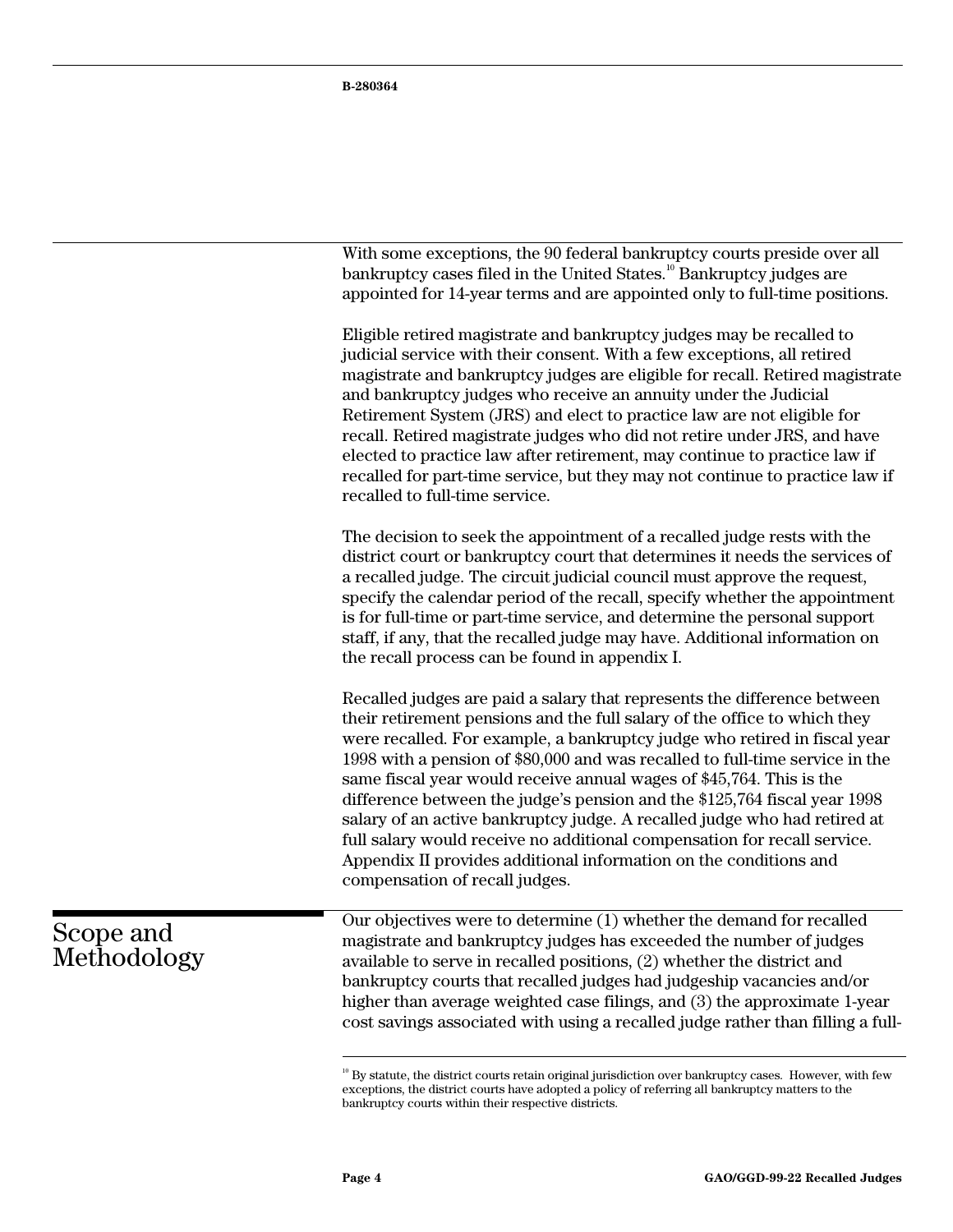With some exceptions, the 90 federal bankruptcy courts preside over all bankruptcy cases filed in the United States.[10] Bankruptcy judges are appointed for 14-year terms and are appointed only to full-time positions.

Eligible retired magistrate and bankruptcy judges may be recalled to judicial service with their consent. With a few exceptions, all retired magistrate and bankruptcy judges are eligible for recall. Retired magistrate and bankruptcy judges who receive an annuity under the Judicial Retirement System (JRS) and elect to practice law are not eligible for recall. Retired magistrate judges who did not retire under JRS, and have elected to practice law after retirement, may continue to practice law if recalled for part-time service, but they may not continue to practice law if recalled to full-time service.

The decision to seek the appointment of a recalled judge rests with the district court or bankruptcy court that determines it needs the services of a recalled judge. The circuit judicial council must approve the request, specify the calendar period of the recall, specify whether the appointment is for full-time or part-time service, and determine the personal support staff, if any, that the recalled judge may have. Additional information on the recall process can be found in appendix I.

Recalled judges are paid a salary that represents the difference between their retirement pensions and the full salary of the office to which they were recalled. For example, a bankruptcy judge who retired in fiscal year 1998 with a pension of $80,000 and was recalled to full-time service in the same fiscal year would receive annual wages of $45,764. This is the difference between the judge's pension and the $125,764 fiscal year 1998 salary of an active bankruptcy judge. A recalled judge who had retired at full salary would receive no additional compensation for recall service. Appendix II provides additional information on the conditions and compensation of recall judges.

## Scope and Methodology

Our objectives were to determine (1) whether the demand for recalled magistrate and bankruptcy judges has exceeded the number of judges available to serve in recalled positions, (2) whether the district and bankruptcy courts that recalled judges had judgeship vacancies and/or higher than average weighted case filings, and (3) the approximate 1-year cost savings associated with using a recalled judge rather than filling a full-

[10] By statute, the district courts retain original jurisdiction over bankruptcy cases. However, with few exceptions, the district courts have adopted a policy of referring all bankruptcy matters to the bankruptcy courts within their respective districts.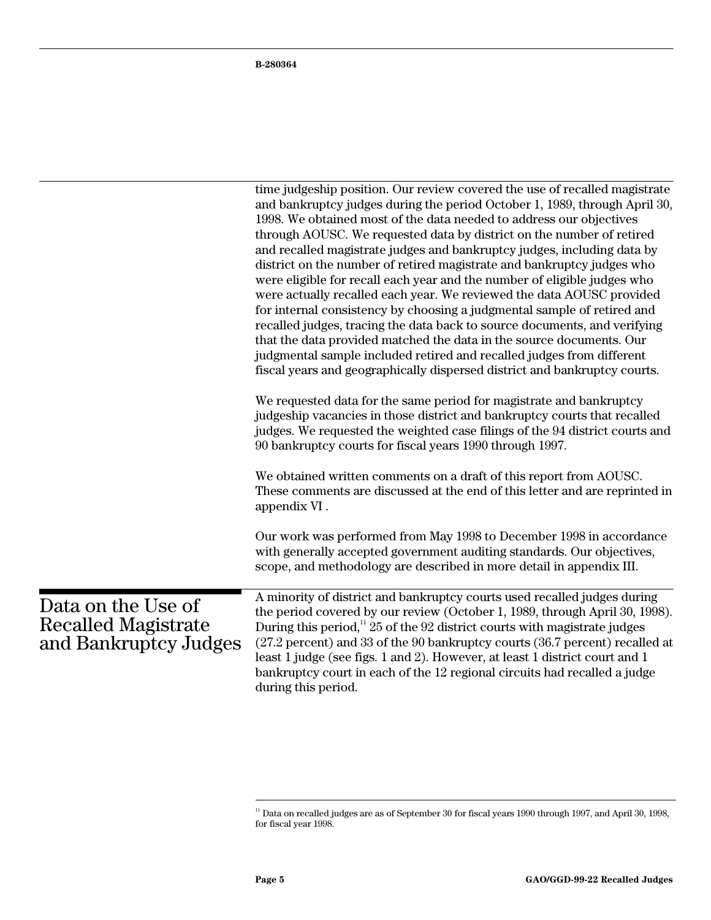time judgeship position. Our review covered the use of recalled magistrate and bankruptcy judges during the period October 1, 1989, through April 30, 1998. We obtained most of the data needed to address our objectives through AOUSC. We requested data by district on the number of retired and recalled magistrate judges and bankruptcy judges, including data by district on the number of retired magistrate and bankruptcy judges who were eligible for recall each year and the number of eligible judges who were actually recalled each year. We reviewed the data AOUSC provided for internal consistency by choosing a judgmental sample of retired and recalled judges, tracing the data back to source documents, and verifying that the data provided matched the data in the source documents. Our judgmental sample included retired and recalled judges from different fiscal years and geographically dispersed district and bankruptcy courts.

We requested data for the same period for magistrate and bankruptcy judgeship vacancies in those district and bankruptcy courts that recalled judges. We requested the weighted case filings of the 94 district courts and 90 bankruptcy courts for fiscal years 1990 through 1997.

We obtained written comments on a draft of this report from AOUSC. These comments are discussed at the end of this letter and are reprinted in appendix VI .

Our work was performed from May 1998 to December 1998 in accordance with generally accepted government auditing standards. Our objectives, scope, and methodology are described in more detail in appendix III.

## Data on the Use of Recalled Magistrate and Bankruptcy Judges

A minority of district and bankruptcy courts used recalled judges during the period covered by our review (October 1, 1989, through April 30, 1998). During this period,[11] 25 of the 92 district courts with magistrate judges (27.2 percent) and 33 of the 90 bankruptcy courts (36.7 percent) recalled at least 1 judge (see figs. 1 and 2). However, at least 1 district court and 1 bankruptcy court in each of the 12 regional circuits had recalled a judge during this period.

[11] Data on recalled judges are as of September 30 for fiscal years 1990 through 1997, and April 30, 1998, for fiscal year 1998.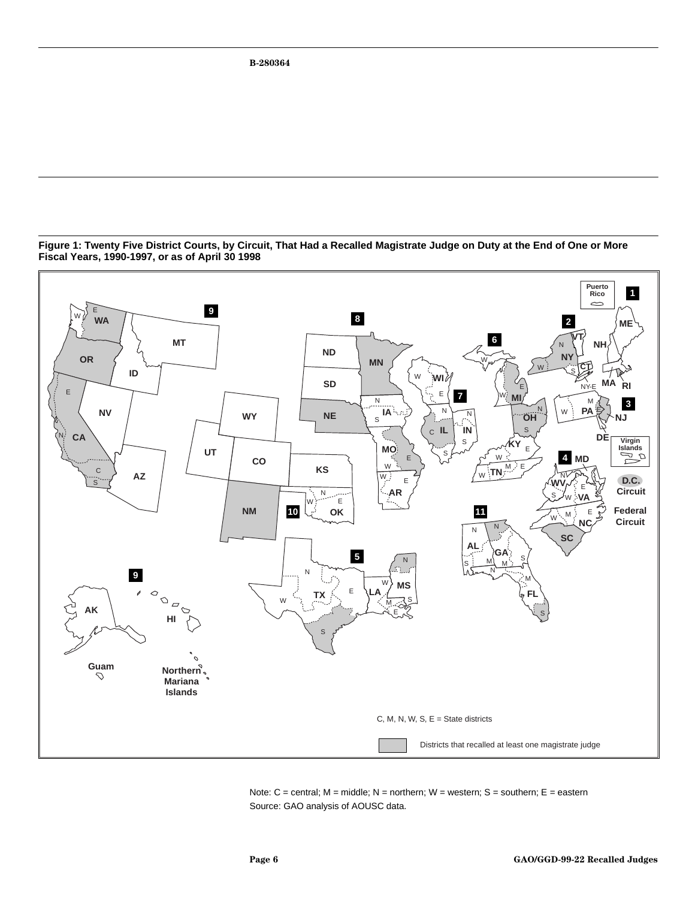**Figure 1: Twenty Five District Courts, by Circuit, That Had a Recalled Magistrate Judge on Duty at the End of One or More Fiscal Years, 1990-1997, or as of April 30 1998**

C, M, N, W, S, E = State districts

Districts that recalled at least one magistrate judge

Note: C = central; M = middle; N = northern; W = western; S = southern; E = eastern

Source: GAO analysis of AOUSC data.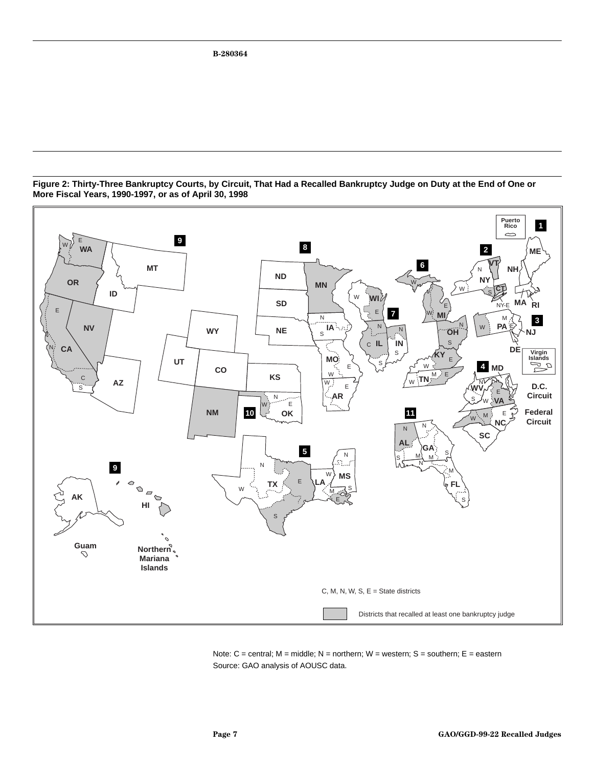**Figure 2: Thirty-Three Bankruptcy Courts, by Circuit, That Had a Recalled Bankruptcy Judge on Duty at the End of One or More Fiscal Years, 1990-1997, or as of April 30, 1998**

C, M, N, W, S, E = State districts

Districts that recalled at least one bankruptcy judge

Note: C = central; M = middle; N = northern; W = western; S = southern; E = eastern

Source: GAO analysis of AOUSC data.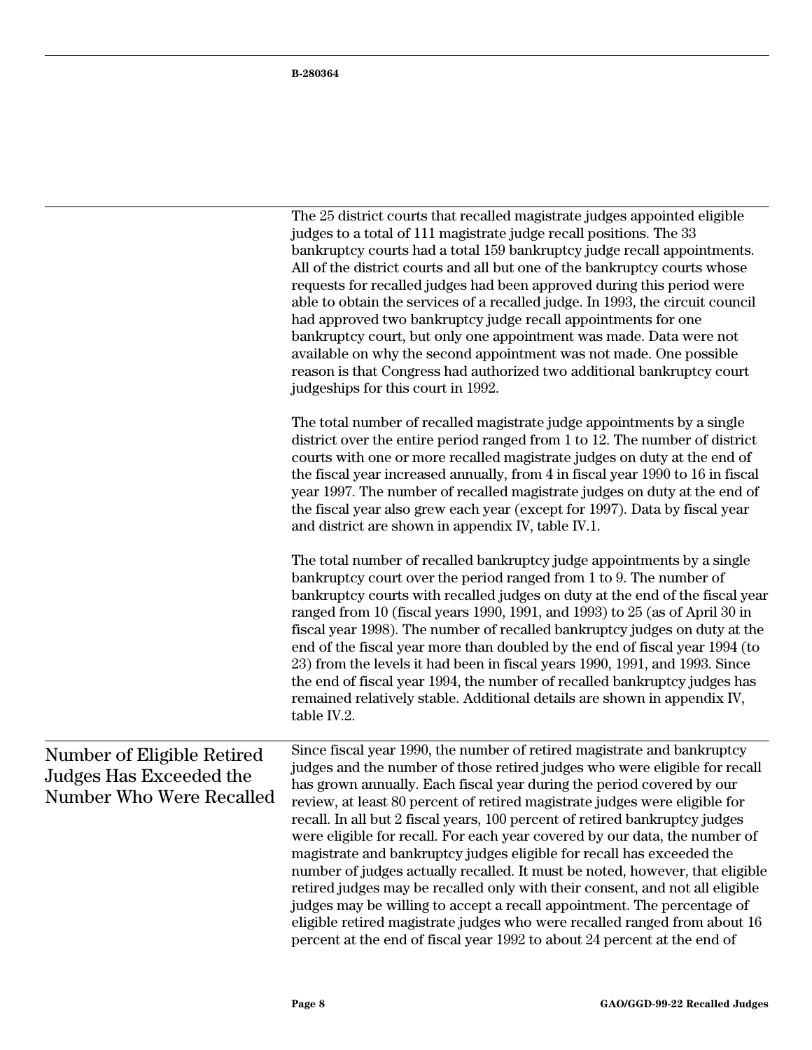The 25 district courts that recalled magistrate judges appointed eligible judges to a total of 111 magistrate judge recall positions. The 33 bankruptcy courts had a total 159 bankruptcy judge recall appointments. All of the district courts and all but one of the bankruptcy courts whose requests for recalled judges had been approved during this period were able to obtain the services of a recalled judge. In 1993, the circuit council had approved two bankruptcy judge recall appointments for one bankruptcy court, but only one appointment was made. Data were not available on why the second appointment was not made. One possible reason is that Congress had authorized two additional bankruptcy court judgeships for this court in 1992.

The total number of recalled magistrate judge appointments by a single district over the entire period ranged from 1 to 12. The number of district courts with one or more recalled magistrate judges on duty at the end of the fiscal year increased annually, from 4 in fiscal year 1990 to 16 in fiscal year 1997. The number of recalled magistrate judges on duty at the end of the fiscal year also grew each year (except for 1997). Data by fiscal year and district are shown in appendix IV, table IV.1.

The total number of recalled bankruptcy judge appointments by a single bankruptcy court over the period ranged from 1 to 9. The number of bankruptcy courts with recalled judges on duty at the end of the fiscal year ranged from 10 (fiscal years 1990, 1991, and 1993) to 25 (as of April 30 in fiscal year 1998). The number of recalled bankruptcy judges on duty at the end of the fiscal year more than doubled by the end of fiscal year 1994 (to 23) from the levels it had been in fiscal years 1990, 1991, and 1993. Since the end of fiscal year 1994, the number of recalled bankruptcy judges has remained relatively stable. Additional details are shown in appendix IV, table IV.2.

## Number of Eligible Retired Judges Has Exceeded the Number Who Were Recalled

Since fiscal year 1990, the number of retired magistrate and bankruptcy judges and the number of those retired judges who were eligible for recall has grown annually. Each fiscal year during the period covered by our review, at least 80 percent of retired magistrate judges were eligible for recall. In all but 2 fiscal years, 100 percent of retired bankruptcy judges were eligible for recall. For each year covered by our data, the number of magistrate and bankruptcy judges eligible for recall has exceeded the number of judges actually recalled. It must be noted, however, that eligible retired judges may be recalled only with their consent, and not all eligible judges may be willing to accept a recall appointment. The percentage of eligible retired magistrate judges who were recalled ranged from about 16 percent at the end of fiscal year 1992 to about 24 percent at the end of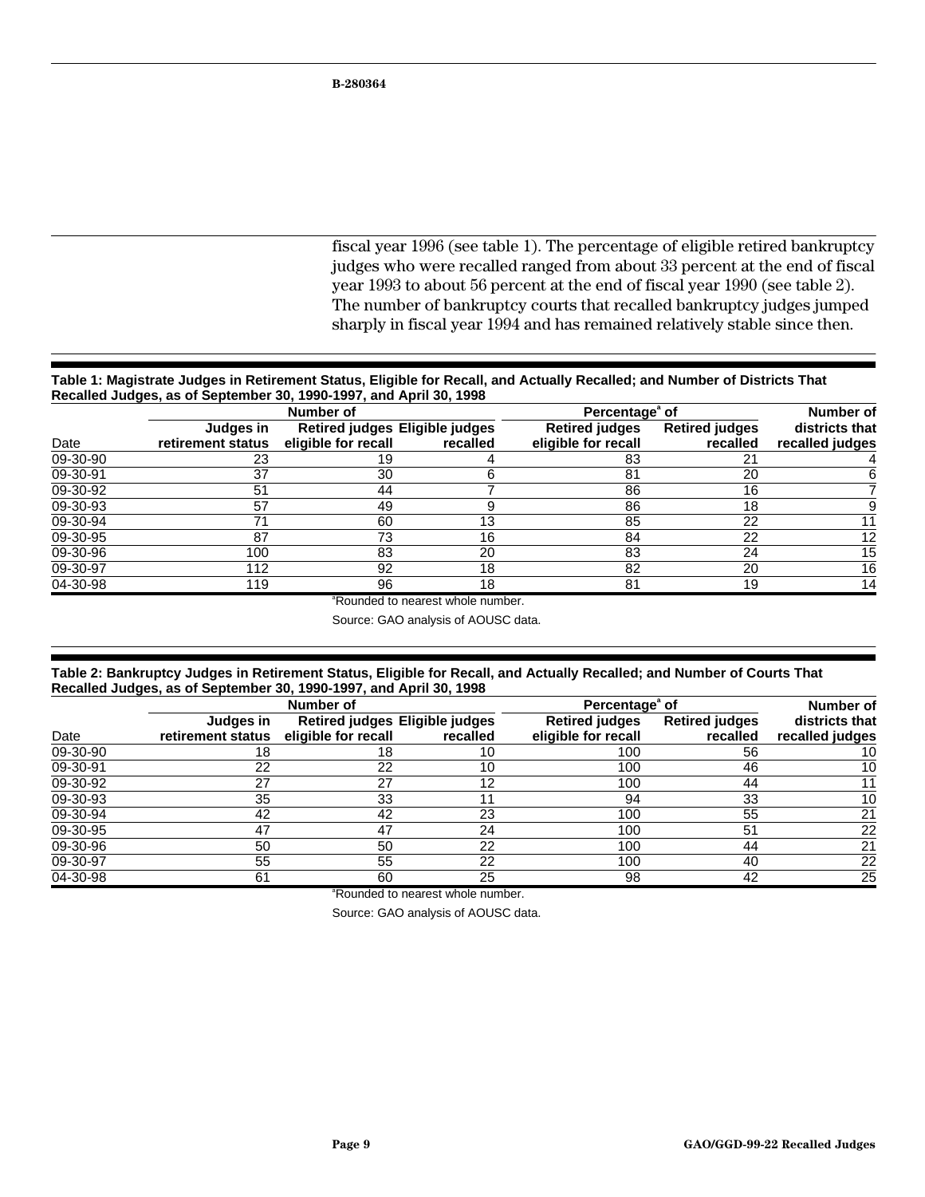fiscal year 1996 (see table 1). The percentage of eligible retired bankruptcy judges who were recalled ranged from about 33 percent at the end of fiscal year 1993 to about 56 percent at the end of fiscal year 1990 (see table 2). The number of bankruptcy courts that recalled bankruptcy judges jumped sharply in fiscal year 1994 and has remained relatively stable since then.

**Table 1: Magistrate Judges in Retirement Status, Eligible for Recall, and Actually Recalled; and Number of Districts That Recalled Judges, as of September 30, 1990-1997, and April 30, 1998**

| | Number of | | | Percentage[a] of | | Number of |
|---|---|---|---|---|---|---|
| Date | Judges in retirement status | Retired judges eligible for recall | Eligible judges recalled | Retired judges eligible for recall | Retired judges recalled | districts that recalled judges |
| 09-30-90 | 23 | 19 | 4 | 83 | 21 | 4 |
| 09-30-91 | 37 | 30 | 6 | 81 | 20 | 6 |
| 09-30-92 | 51 | 44 | 7 | 86 | 16 | 7 |
| 09-30-93 | 57 | 49 | 9 | 86 | 18 | 9 |
| 09-30-94 | 71 | 60 | 13 | 85 | 22 | 11 |
| 09-30-95 | 87 | 73 | 16 | 84 | 22 | 12 |
| 09-30-96 | 100 | 83 | 20 | 83 | 24 | 15 |
| 09-30-97 | 112 | 92 | 18 | 82 | 20 | 16 |
| 04-30-98 | 119 | 96 | 18 | 81 | 19 | 14 |

[a]Rounded to nearest whole number.

Source: GAO analysis of AOUSC data.

**Table 2: Bankruptcy Judges in Retirement Status, Eligible for Recall, and Actually Recalled; and Number of Courts That Recalled Judges, as of September 30, 1990-1997, and April 30, 1998**

| | Number of | | | Percentage[a] of | | Number of |
|---|---|---|---|---|---|---|
| Date | Judges in retirement status | Retired judges eligible for recall | Eligible judges recalled | Retired judges eligible for recall | Retired judges recalled | districts that recalled judges |
| 09-30-90 | 18 | 18 | 10 | 100 | 56 | 10 |
| 09-30-91 | 22 | 22 | 10 | 100 | 46 | 10 |
| 09-30-92 | 27 | 27 | 12 | 100 | 44 | 11 |
| 09-30-93 | 35 | 33 | 11 | 94 | 33 | 10 |
| 09-30-94 | 42 | 42 | 23 | 100 | 55 | 21 |
| 09-30-95 | 47 | 47 | 24 | 100 | 51 | 22 |
| 09-30-96 | 50 | 50 | 22 | 100 | 44 | 21 |
| 09-30-97 | 55 | 55 | 22 | 100 | 40 | 22 |
| 04-30-98 | 61 | 60 | 25 | 98 | 42 | 25 |

[a]Rounded to nearest whole number.

Source: GAO analysis of AOUSC data.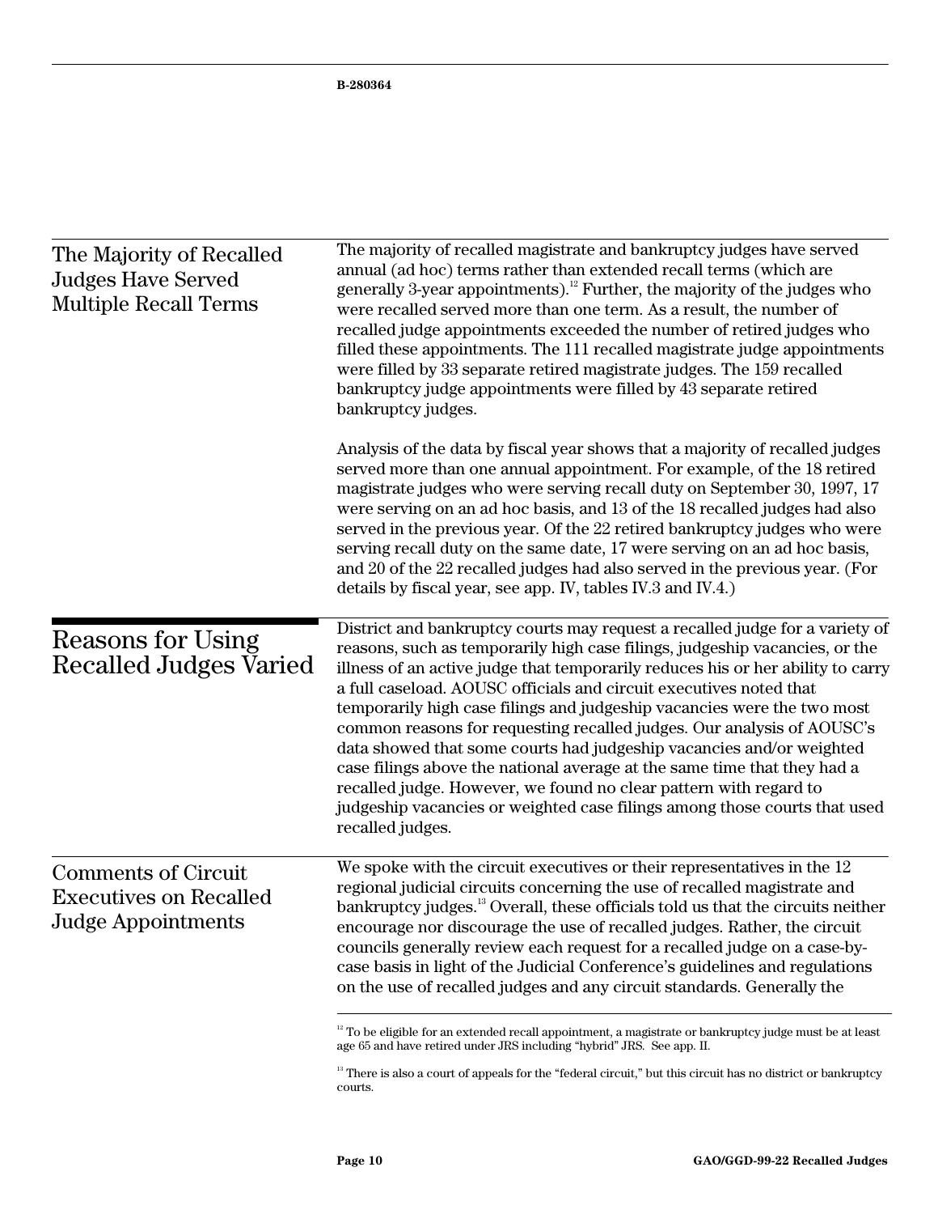## The Majority of Recalled Judges Have Served Multiple Recall Terms

The majority of recalled magistrate and bankruptcy judges have served annual (ad hoc) terms rather than extended recall terms (which are generally 3-year appointments).[12] Further, the majority of the judges who were recalled served more than one term. As a result, the number of recalled judge appointments exceeded the number of retired judges who filled these appointments. The 111 recalled magistrate judge appointments were filled by 33 separate retired magistrate judges. The 159 recalled bankruptcy judge appointments were filled by 43 separate retired bankruptcy judges.

Analysis of the data by fiscal year shows that a majority of recalled judges served more than one annual appointment. For example, of the 18 retired magistrate judges who were serving recall duty on September 30, 1997, 17 were serving on an ad hoc basis, and 13 of the 18 recalled judges had also served in the previous year. Of the 22 retired bankruptcy judges who were serving recall duty on the same date, 17 were serving on an ad hoc basis, and 20 of the 22 recalled judges had also served in the previous year. (For details by fiscal year, see app. IV, tables IV.3 and IV.4.)

# Reasons for Using Recalled Judges Varied

District and bankruptcy courts may request a recalled judge for a variety of reasons, such as temporarily high case filings, judgeship vacancies, or the illness of an active judge that temporarily reduces his or her ability to carry a full caseload. AOUSC officials and circuit executives noted that temporarily high case filings and judgeship vacancies were the two most common reasons for requesting recalled judges. Our analysis of AOUSC's data showed that some courts had judgeship vacancies and/or weighted case filings above the national average at the same time that they had a recalled judge. However, we found no clear pattern with regard to judgeship vacancies or weighted case filings among those courts that used recalled judges.

## Comments of Circuit Executives on Recalled Judge Appointments

We spoke with the circuit executives or their representatives in the 12 regional judicial circuits concerning the use of recalled magistrate and bankruptcy judges.[13] Overall, these officials told us that the circuits neither encourage nor discourage the use of recalled judges. Rather, the circuit councils generally review each request for a recalled judge on a case-by-case basis in light of the Judicial Conference's guidelines and regulations on the use of recalled judges and any circuit standards. Generally the

---

[12] To be eligible for an extended recall appointment, a magistrate or bankruptcy judge must be at least age 65 and have retired under JRS including "hybrid" JRS. See app. II.

[13] There is also a court of appeals for the "federal circuit," but this circuit has no district or bankruptcy courts.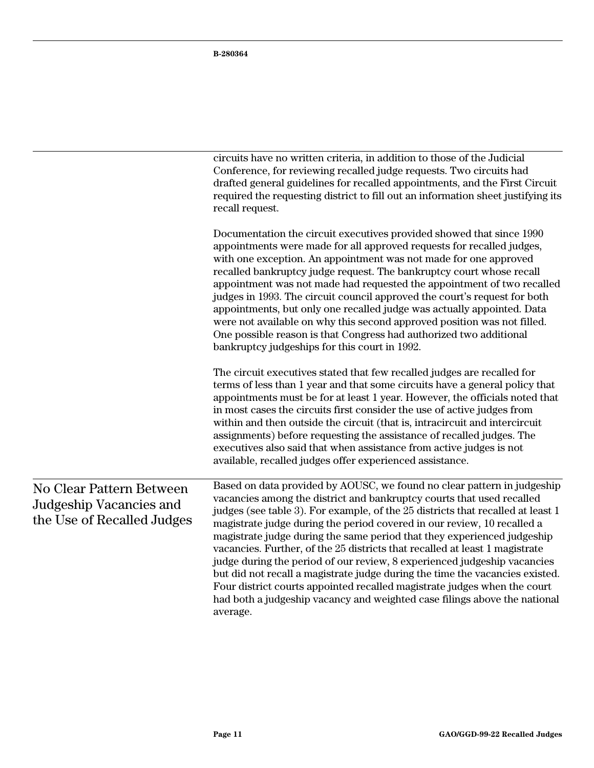circuits have no written criteria, in addition to those of the Judicial Conference, for reviewing recalled judge requests. Two circuits had drafted general guidelines for recalled appointments, and the First Circuit required the requesting district to fill out an information sheet justifying its recall request.

Documentation the circuit executives provided showed that since 1990 appointments were made for all approved requests for recalled judges, with one exception. An appointment was not made for one approved recalled bankruptcy judge request. The bankruptcy court whose recall appointment was not made had requested the appointment of two recalled judges in 1993. The circuit council approved the court's request for both appointments, but only one recalled judge was actually appointed. Data were not available on why this second approved position was not filled. One possible reason is that Congress had authorized two additional bankruptcy judgeships for this court in 1992.

The circuit executives stated that few recalled judges are recalled for terms of less than 1 year and that some circuits have a general policy that appointments must be for at least 1 year. However, the officials noted that in most cases the circuits first consider the use of active judges from within and then outside the circuit (that is, intracircuit and intercircuit assignments) before requesting the assistance of recalled judges. The executives also said that when assistance from active judges is not available, recalled judges offer experienced assistance.

## No Clear Pattern Between Judgeship Vacancies and the Use of Recalled Judges

Based on data provided by AOUSC, we found no clear pattern in judgeship vacancies among the district and bankruptcy courts that used recalled judges (see table 3). For example, of the 25 districts that recalled at least 1 magistrate judge during the period covered in our review, 10 recalled a magistrate judge during the same period that they experienced judgeship vacancies. Further, of the 25 districts that recalled at least 1 magistrate judge during the period of our review, 8 experienced judgeship vacancies but did not recall a magistrate judge during the time the vacancies existed. Four district courts appointed recalled magistrate judges when the court had both a judgeship vacancy and weighted case filings above the national average.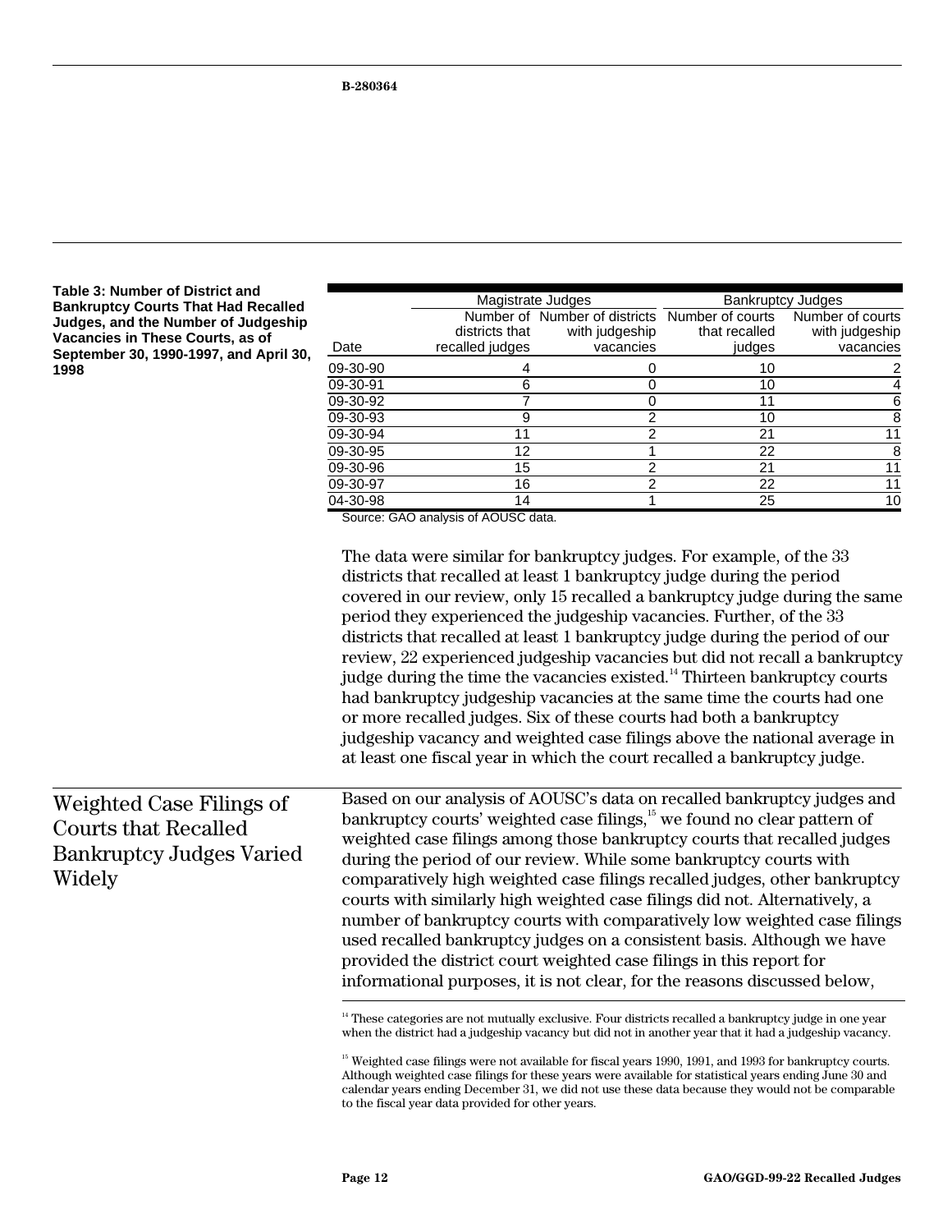**Table 3: Number of District and Bankruptcy Courts That Had Recalled Judges, and the Number of Judgeship Vacancies in These Courts, as of September 30, 1990-1997, and April 30, 1998**

| | Magistrate Judges | | Bankruptcy Judges | |
|---|---|---|---|---|
| Date | Number of districts that recalled judges | Number of districts with judgeship vacancies | Number of courts that recalled judges | Number of courts with judgeship vacancies |
| 09-30-90 | 4 | 0 | 10 | 2 |
| 09-30-91 | 6 | 0 | 10 | 4 |
| 09-30-92 | 7 | 0 | 11 | 6 |
| 09-30-93 | 9 | 2 | 10 | 8 |
| 09-30-94 | 11 | 2 | 21 | 11 |
| 09-30-95 | 12 | 1 | 22 | 8 |
| 09-30-96 | 15 | 2 | 21 | 11 |
| 09-30-97 | 16 | 2 | 22 | 11 |
| 04-30-98 | 14 | 1 | 25 | 10 |

Source: GAO analysis of AOUSC data.

The data were similar for bankruptcy judges. For example, of the 33 districts that recalled at least 1 bankruptcy judge during the period covered in our review, only 15 recalled a bankruptcy judge during the same period they experienced the judgeship vacancies. Further, of the 33 districts that recalled at least 1 bankruptcy judge during the period of our review, 22 experienced judgeship vacancies but did not recall a bankruptcy judge during the time the vacancies existed.[14] Thirteen bankruptcy courts had bankruptcy judgeship vacancies at the same time the courts had one or more recalled judges. Six of these courts had both a bankruptcy judgeship vacancy and weighted case filings above the national average in at least one fiscal year in which the court recalled a bankruptcy judge.

## Weighted Case Filings of Courts that Recalled Bankruptcy Judges Varied Widely

Based on our analysis of AOUSC's data on recalled bankruptcy judges and bankruptcy courts' weighted case filings,[15] we found no clear pattern of weighted case filings among those bankruptcy courts that recalled judges during the period of our review. While some bankruptcy courts with comparatively high weighted case filings recalled judges, other bankruptcy courts with similarly high weighted case filings did not. Alternatively, a number of bankruptcy courts with comparatively low weighted case filings used recalled bankruptcy judges on a consistent basis. Although we have provided the district court weighted case filings in this report for informational purposes, it is not clear, for the reasons discussed below,

[14] These categories are not mutually exclusive. Four districts recalled a bankruptcy judge in one year when the district had a judgeship vacancy but did not in another year that it had a judgeship vacancy.

[15] Weighted case filings were not available for fiscal years 1990, 1991, and 1993 for bankruptcy courts. Although weighted case filings for these years were available for statistical years ending June 30 and calendar years ending December 31, we did not use these data because they would not be comparable to the fiscal year data provided for other years.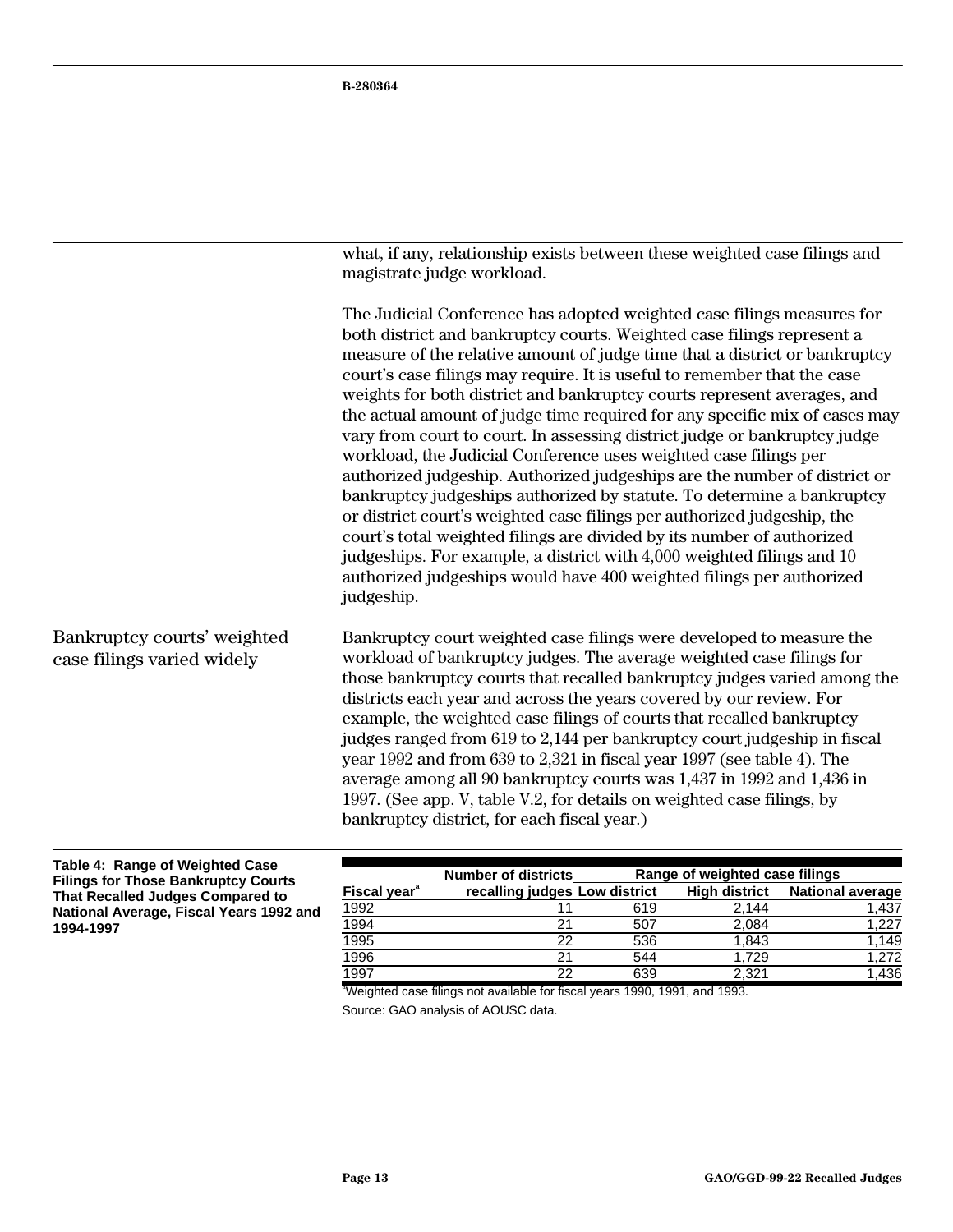what, if any, relationship exists between these weighted case filings and magistrate judge workload.

The Judicial Conference has adopted weighted case filings measures for both district and bankruptcy courts. Weighted case filings represent a measure of the relative amount of judge time that a district or bankruptcy court's case filings may require. It is useful to remember that the case weights for both district and bankruptcy courts represent averages, and the actual amount of judge time required for any specific mix of cases may vary from court to court. In assessing district judge or bankruptcy judge workload, the Judicial Conference uses weighted case filings per authorized judgeship. Authorized judgeships are the number of district or bankruptcy judgeships authorized by statute. To determine a bankruptcy or district court's weighted case filings per authorized judgeship, the court's total weighted filings are divided by its number of authorized judgeships. For example, a district with 4,000 weighted filings and 10 authorized judgeships would have 400 weighted filings per authorized judgeship.

## Bankruptcy courts' weighted case filings varied widely

Bankruptcy court weighted case filings were developed to measure the workload of bankruptcy judges. The average weighted case filings for those bankruptcy courts that recalled bankruptcy judges varied among the districts each year and across the years covered by our review. For example, the weighted case filings of courts that recalled bankruptcy judges ranged from 619 to 2,144 per bankruptcy court judgeship in fiscal year 1992 and from 639 to 2,321 in fiscal year 1997 (see table 4). The average among all 90 bankruptcy courts was 1,437 in 1992 and 1,436 in 1997. (See app. V, table V.2, for details on weighted case filings, by bankruptcy district, for each fiscal year.)

**Table 4: Range of Weighted Case Filings for Those Bankruptcy Courts That Recalled Judges Compared to National Average, Fiscal Years 1992 and 1994-1997**

| Fiscal year[a] | Number of districts recalling judges | Range of weighted case filings: Low district | High district | National average |
|---|---|---|---|---|
| 1992 | 11 | 619 | 2,144 | 1,437 |
| 1994 | 21 | 507 | 2,084 | 1,227 |
| 1995 | 22 | 536 | 1,843 | 1,149 |
| 1996 | 21 | 544 | 1,729 | 1,272 |
| 1997 | 22 | 639 | 2,321 | 1,436 |

[a]Weighted case filings not available for fiscal years 1990, 1991, and 1993.

Source: GAO analysis of AOUSC data.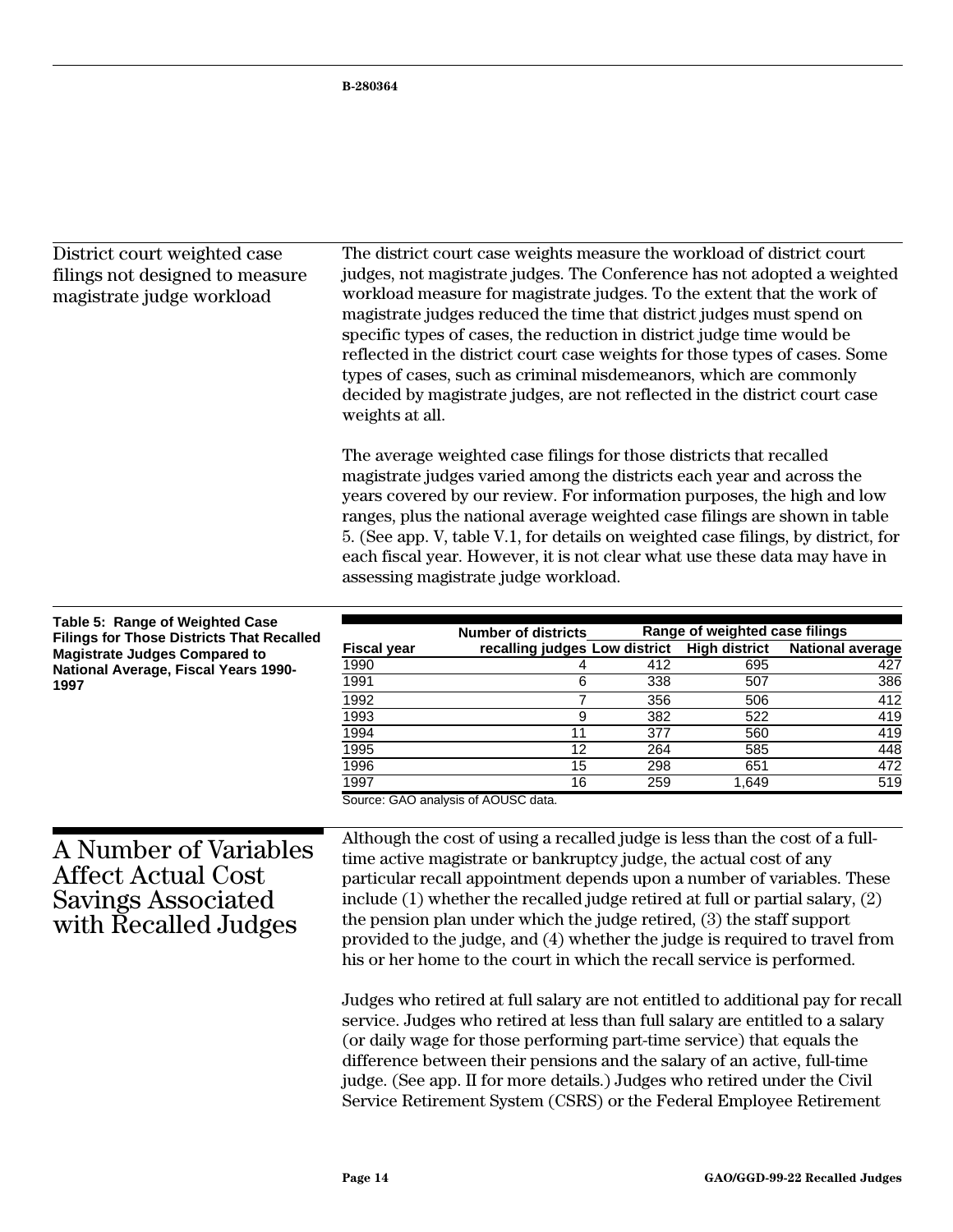### District court weighted case filings not designed to measure magistrate judge workload

The district court case weights measure the workload of district court judges, not magistrate judges. The Conference has not adopted a weighted workload measure for magistrate judges. To the extent that the work of magistrate judges reduced the time that district judges must spend on specific types of cases, the reduction in district judge time would be reflected in the district court case weights for those types of cases. Some types of cases, such as criminal misdemeanors, which are commonly decided by magistrate judges, are not reflected in the district court case weights at all.

The average weighted case filings for those districts that recalled magistrate judges varied among the districts each year and across the years covered by our review. For information purposes, the high and low ranges, plus the national average weighted case filings are shown in table 5. (See app. V, table V.1, for details on weighted case filings, by district, for each fiscal year. However, it is not clear what use these data may have in assessing magistrate judge workload.

**Table 5: Range of Weighted Case Filings for Those Districts That Recalled Magistrate Judges Compared to National Average, Fiscal Years 1990-1997**

| | Number of districts | Range of weighted case filings | | |
|---|---|---|---|---|
| Fiscal year | recalling judges | Low district | High district | National average |
| 1990 | 4 | 412 | 695 | 427 |
| 1991 | 6 | 338 | 507 | 386 |
| 1992 | 7 | 356 | 506 | 412 |
| 1993 | 9 | 382 | 522 | 419 |
| 1994 | 11 | 377 | 560 | 419 |
| 1995 | 12 | 264 | 585 | 448 |
| 1996 | 15 | 298 | 651 | 472 |
| 1997 | 16 | 259 | 1,649 | 519 |

Source: GAO analysis of AOUSC data.

## A Number of Variables Affect Actual Cost Savings Associated with Recalled Judges

Although the cost of using a recalled judge is less than the cost of a full-time active magistrate or bankruptcy judge, the actual cost of any particular recall appointment depends upon a number of variables. These include (1) whether the recalled judge retired at full or partial salary, (2) the pension plan under which the judge retired, (3) the staff support provided to the judge, and (4) whether the judge is required to travel from his or her home to the court in which the recall service is performed.

Judges who retired at full salary are not entitled to additional pay for recall service. Judges who retired at less than full salary are entitled to a salary (or daily wage for those performing part-time service) that equals the difference between their pensions and the salary of an active, full-time judge. (See app. II for more details.) Judges who retired under the Civil Service Retirement System (CSRS) or the Federal Employee Retirement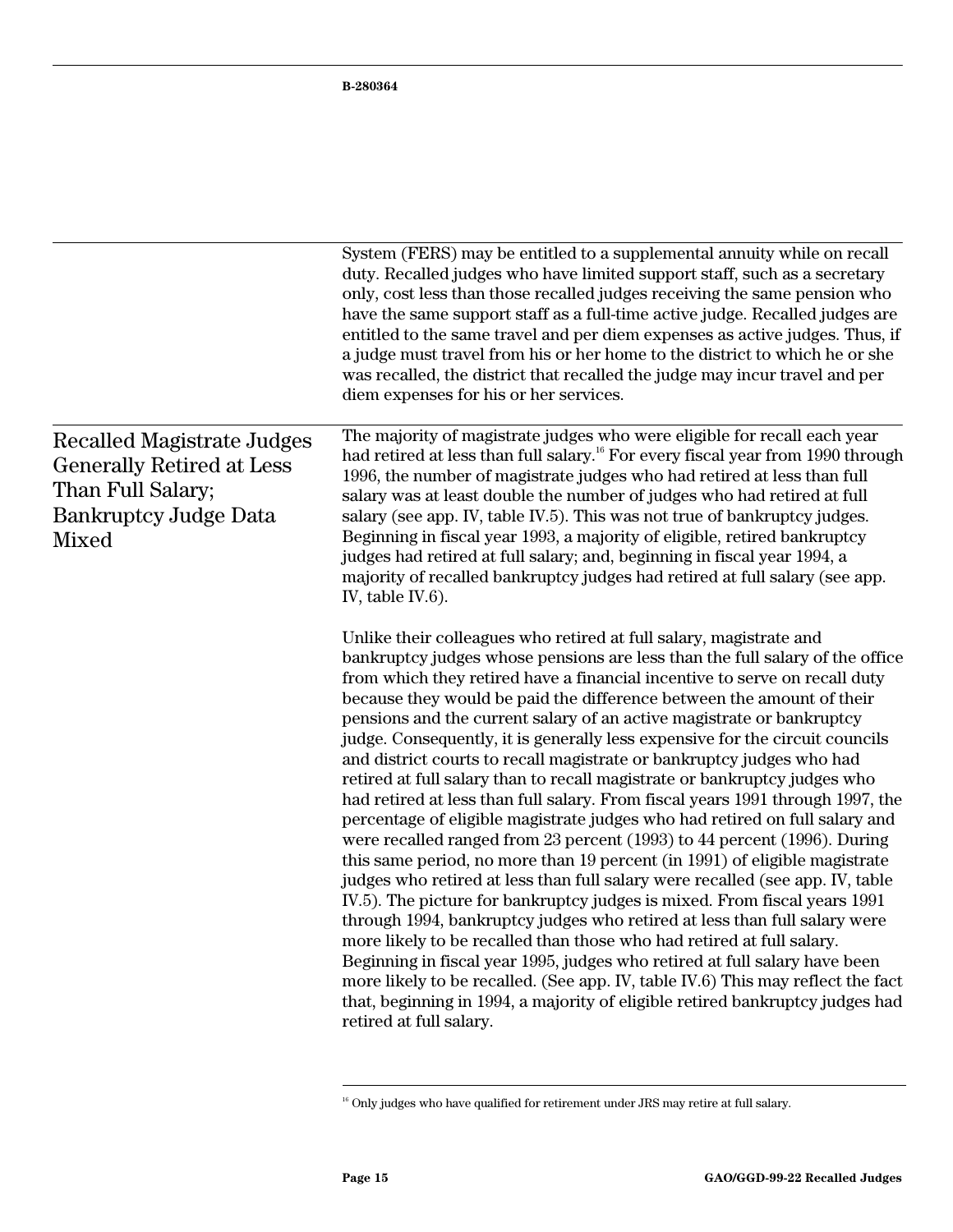System (FERS) may be entitled to a supplemental annuity while on recall duty. Recalled judges who have limited support staff, such as a secretary only, cost less than those recalled judges receiving the same pension who have the same support staff as a full-time active judge. Recalled judges are entitled to the same travel and per diem expenses as active judges. Thus, if a judge must travel from his or her home to the district to which he or she was recalled, the district that recalled the judge may incur travel and per diem expenses for his or her services.

## Recalled Magistrate Judges Generally Retired at Less Than Full Salary; Bankruptcy Judge Data Mixed

The majority of magistrate judges who were eligible for recall each year had retired at less than full salary.[16] For every fiscal year from 1990 through 1996, the number of magistrate judges who had retired at less than full salary was at least double the number of judges who had retired at full salary (see app. IV, table IV.5). This was not true of bankruptcy judges. Beginning in fiscal year 1993, a majority of eligible, retired bankruptcy judges had retired at full salary; and, beginning in fiscal year 1994, a majority of recalled bankruptcy judges had retired at full salary (see app. IV, table IV.6).

Unlike their colleagues who retired at full salary, magistrate and bankruptcy judges whose pensions are less than the full salary of the office from which they retired have a financial incentive to serve on recall duty because they would be paid the difference between the amount of their pensions and the current salary of an active magistrate or bankruptcy judge. Consequently, it is generally less expensive for the circuit councils and district courts to recall magistrate or bankruptcy judges who had retired at full salary than to recall magistrate or bankruptcy judges who had retired at less than full salary. From fiscal years 1991 through 1997, the percentage of eligible magistrate judges who had retired on full salary and were recalled ranged from 23 percent (1993) to 44 percent (1996). During this same period, no more than 19 percent (in 1991) of eligible magistrate judges who retired at less than full salary were recalled (see app. IV, table IV.5). The picture for bankruptcy judges is mixed. From fiscal years 1991 through 1994, bankruptcy judges who retired at less than full salary were more likely to be recalled than those who had retired at full salary. Beginning in fiscal year 1995, judges who retired at full salary have been more likely to be recalled. (See app. IV, table IV.6) This may reflect the fact that, beginning in 1994, a majority of eligible retired bankruptcy judges had retired at full salary.

[16] Only judges who have qualified for retirement under JRS may retire at full salary.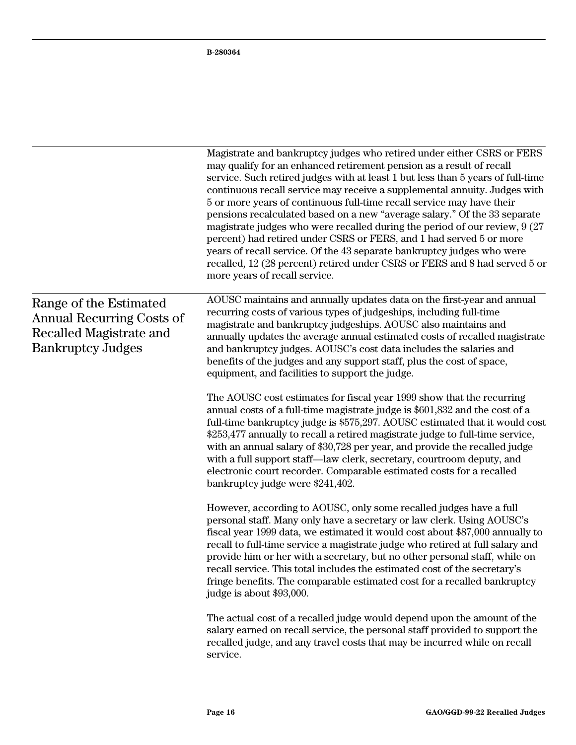Magistrate and bankruptcy judges who retired under either CSRS or FERS may qualify for an enhanced retirement pension as a result of recall service. Such retired judges with at least 1 but less than 5 years of full-time continuous recall service may receive a supplemental annuity. Judges with 5 or more years of continuous full-time recall service may have their pensions recalculated based on a new "average salary." Of the 33 separate magistrate judges who were recalled during the period of our review, 9 (27 percent) had retired under CSRS or FERS, and 1 had served 5 or more years of recall service. Of the 43 separate bankruptcy judges who were recalled, 12 (28 percent) retired under CSRS or FERS and 8 had served 5 or more years of recall service.

## Range of the Estimated Annual Recurring Costs of Recalled Magistrate and Bankruptcy Judges

AOUSC maintains and annually updates data on the first-year and annual recurring costs of various types of judgeships, including full-time magistrate and bankruptcy judgeships. AOUSC also maintains and annually updates the average annual estimated costs of recalled magistrate and bankruptcy judges. AOUSC's cost data includes the salaries and benefits of the judges and any support staff, plus the cost of space, equipment, and facilities to support the judge.

The AOUSC cost estimates for fiscal year 1999 show that the recurring annual costs of a full-time magistrate judge is $601,832 and the cost of a full-time bankruptcy judge is $575,297. AOUSC estimated that it would cost $253,477 annually to recall a retired magistrate judge to full-time service, with an annual salary of $30,728 per year, and provide the recalled judge with a full support staff—law clerk, secretary, courtroom deputy, and electronic court recorder. Comparable estimated costs for a recalled bankruptcy judge were $241,402.

However, according to AOUSC, only some recalled judges have a full personal staff. Many only have a secretary or law clerk. Using AOUSC's fiscal year 1999 data, we estimated it would cost about $87,000 annually to recall to full-time service a magistrate judge who retired at full salary and provide him or her with a secretary, but no other personal staff, while on recall service. This total includes the estimated cost of the secretary's fringe benefits. The comparable estimated cost for a recalled bankruptcy judge is about $93,000.

The actual cost of a recalled judge would depend upon the amount of the salary earned on recall service, the personal staff provided to support the recalled judge, and any travel costs that may be incurred while on recall service.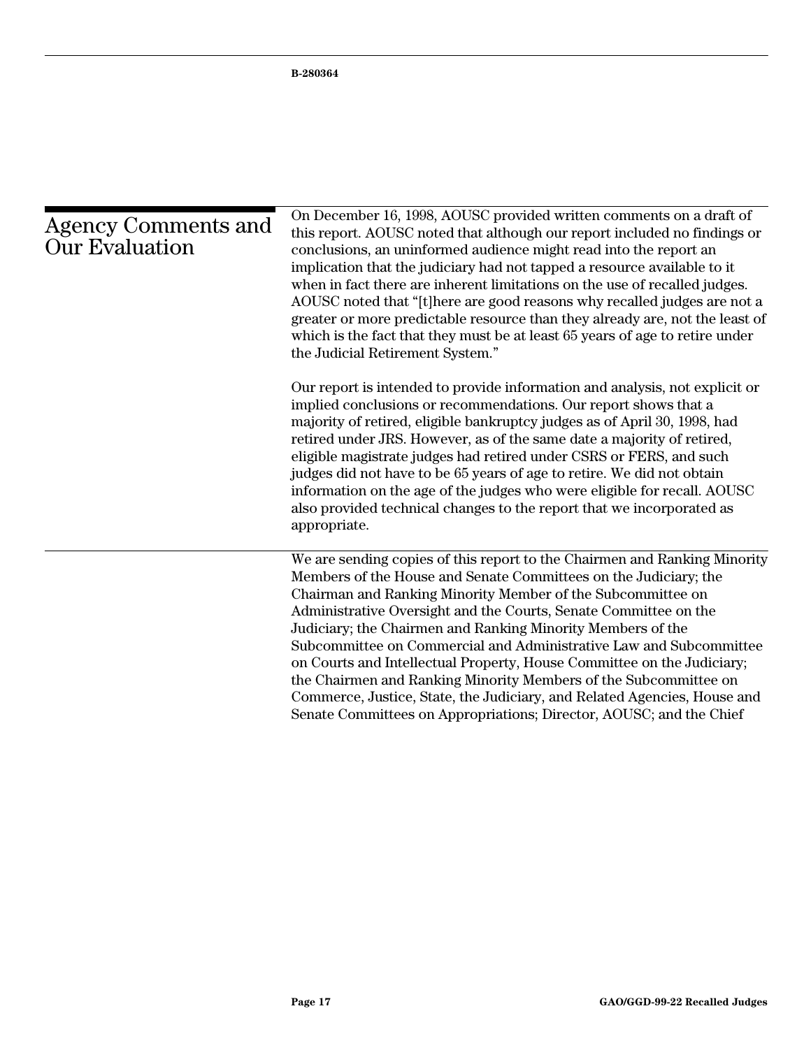## Agency Comments and Our Evaluation

On December 16, 1998, AOUSC provided written comments on a draft of this report. AOUSC noted that although our report included no findings or conclusions, an uninformed audience might read into the report an implication that the judiciary had not tapped a resource available to it when in fact there are inherent limitations on the use of recalled judges. AOUSC noted that "[t]here are good reasons why recalled judges are not a greater or more predictable resource than they already are, not the least of which is the fact that they must be at least 65 years of age to retire under the Judicial Retirement System."

Our report is intended to provide information and analysis, not explicit or implied conclusions or recommendations. Our report shows that a majority of retired, eligible bankruptcy judges as of April 30, 1998, had retired under JRS. However, as of the same date a majority of retired, eligible magistrate judges had retired under CSRS or FERS, and such judges did not have to be 65 years of age to retire. We did not obtain information on the age of the judges who were eligible for recall. AOUSC also provided technical changes to the report that we incorporated as appropriate.

We are sending copies of this report to the Chairmen and Ranking Minority Members of the House and Senate Committees on the Judiciary; the Chairman and Ranking Minority Member of the Subcommittee on Administrative Oversight and the Courts, Senate Committee on the Judiciary; the Chairmen and Ranking Minority Members of the Subcommittee on Commercial and Administrative Law and Subcommittee on Courts and Intellectual Property, House Committee on the Judiciary; the Chairmen and Ranking Minority Members of the Subcommittee on Commerce, Justice, State, the Judiciary, and Related Agencies, House and Senate Committees on Appropriations; Director, AOUSC; and the Chief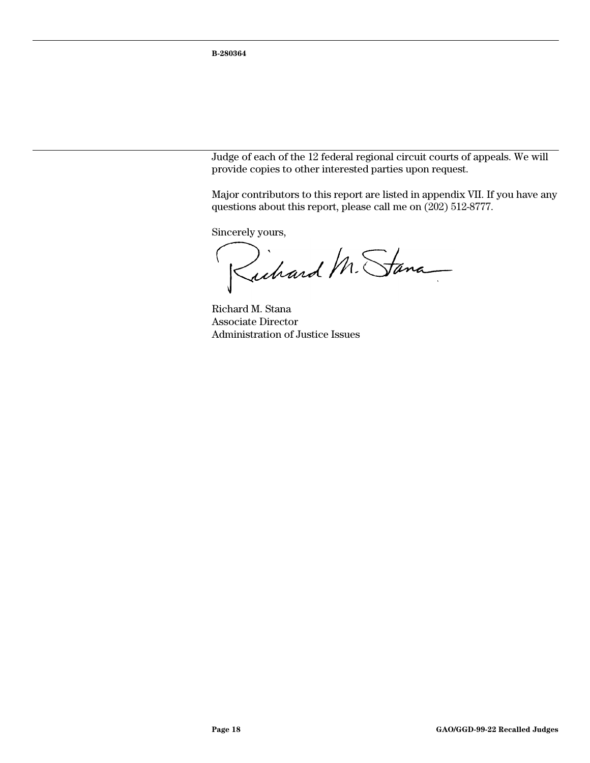Judge of each of the 12 federal regional circuit courts of appeals. We will provide copies to other interested parties upon request.

Major contributors to this report are listed in appendix VII. If you have any questions about this report, please call me on (202) 512-8777.

Sincerely yours,

Richard M. Stana
Associate Director
Administration of Justice Issues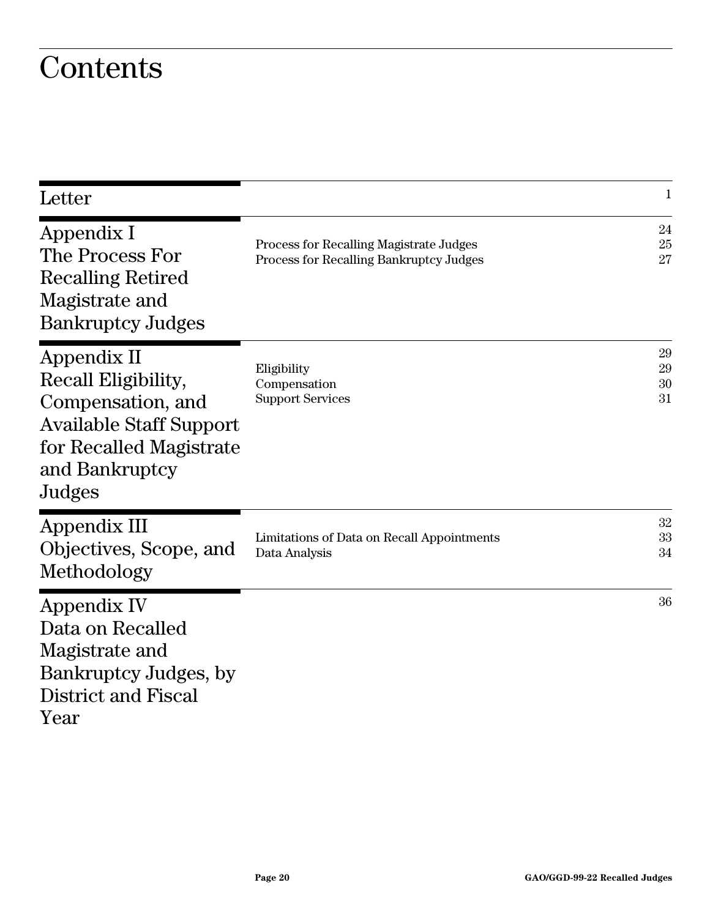# Contents

| | | |
|---|---|---|
| Letter | | 1 |
| Appendix I<br>The Process For Recalling Retired Magistrate and Bankruptcy Judges | | 24 |
| | Process for Recalling Magistrate Judges | 25 |
| | Process for Recalling Bankruptcy Judges | 27 |
| Appendix II<br>Recall Eligibility, Compensation, and Available Staff Support for Recalled Magistrate and Bankruptcy Judges | | 29 |
| | Eligibility | 29 |
| | Compensation | 30 |
| | Support Services | 31 |
| Appendix III<br>Objectives, Scope, and Methodology | | 32 |
| | Limitations of Data on Recall Appointments | 33 |
| | Data Analysis | 34 |
| Appendix IV<br>Data on Recalled Magistrate and Bankruptcy Judges, by District and Fiscal Year | | 36 |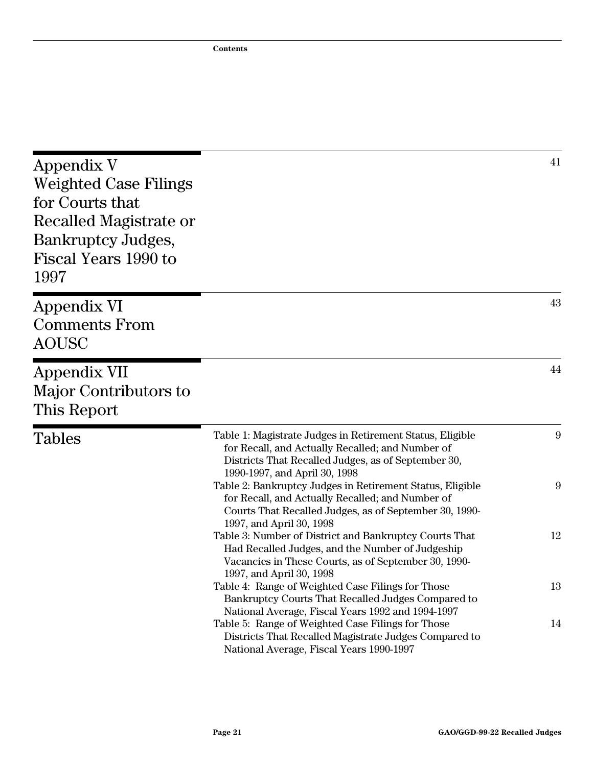| | | |
|---|---|---|
| **Appendix V** Weighted Case Filings for Courts that Recalled Magistrate or Bankruptcy Judges, Fiscal Years 1990 to 1997 | | 41 |
| **Appendix VI** Comments From AOUSC | | 43 |
| **Appendix VII** Major Contributors to This Report | | 44 |
| **Tables** | Table 1: Magistrate Judges in Retirement Status, Eligible for Recall, and Actually Recalled; and Number of Districts That Recalled Judges, as of September 30, 1990-1997, and April 30, 1998 | 9 |
| | Table 2: Bankruptcy Judges in Retirement Status, Eligible for Recall, and Actually Recalled; and Number of Courts That Recalled Judges, as of September 30, 1990-1997, and April 30, 1998 | 9 |
| | Table 3: Number of District and Bankruptcy Courts That Had Recalled Judges, and the Number of Judgeship Vacancies in These Courts, as of September 30, 1990-1997, and April 30, 1998 | 12 |
| | Table 4: Range of Weighted Case Filings for Those Bankruptcy Courts That Recalled Judges Compared to National Average, Fiscal Years 1992 and 1994-1997 | 13 |
| | Table 5: Range of Weighted Case Filings for Those Districts That Recalled Magistrate Judges Compared to National Average, Fiscal Years 1990-1997 | 14 |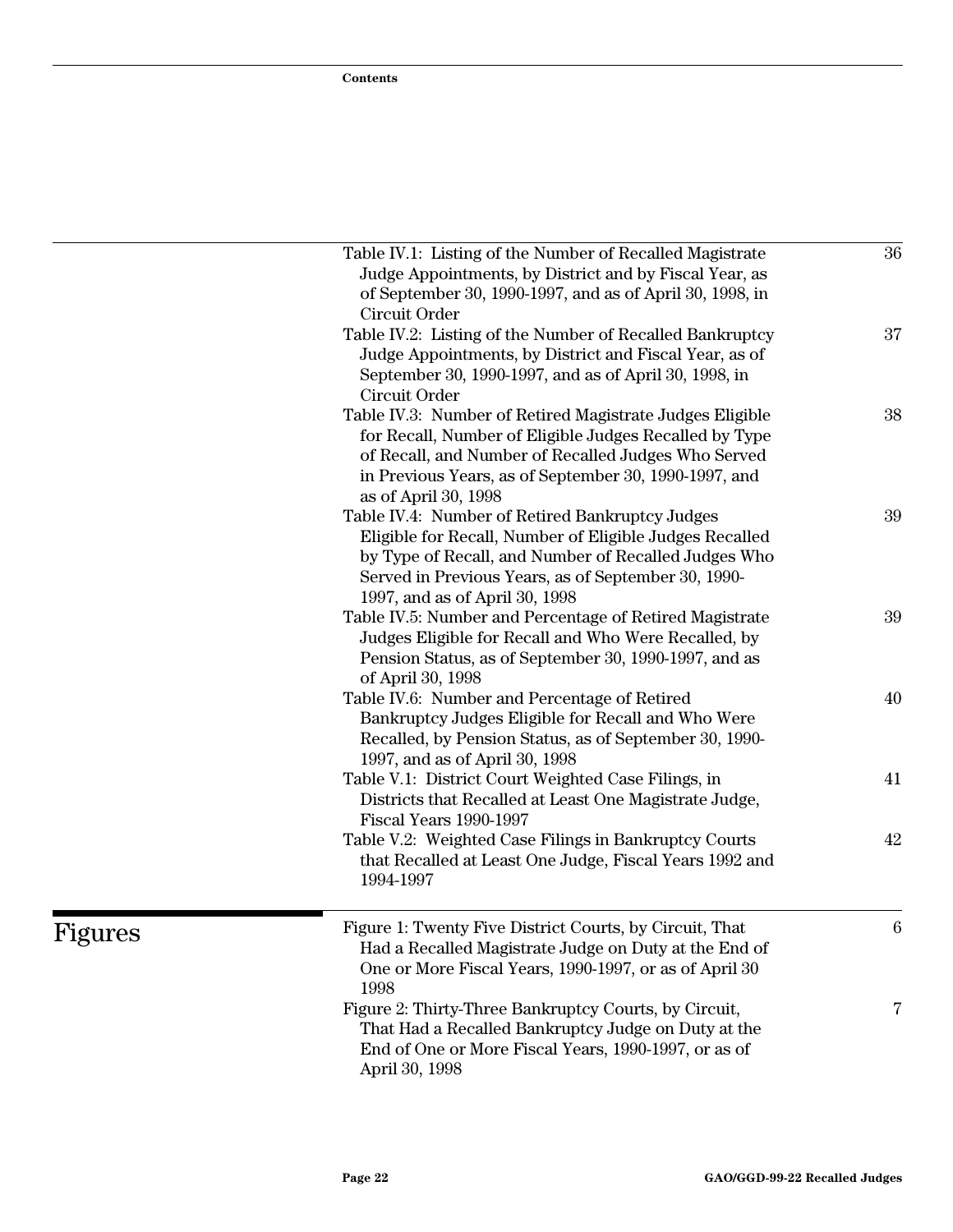| | |
|---|---|
| Table IV.1: Listing of the Number of Recalled Magistrate Judge Appointments, by District and by Fiscal Year, as of September 30, 1990-1997, and as of April 30, 1998, in Circuit Order | 36 |
| Table IV.2: Listing of the Number of Recalled Bankruptcy Judge Appointments, by District and Fiscal Year, as of September 30, 1990-1997, and as of April 30, 1998, in Circuit Order | 37 |
| Table IV.3: Number of Retired Magistrate Judges Eligible for Recall, Number of Eligible Judges Recalled by Type of Recall, and Number of Recalled Judges Who Served in Previous Years, as of September 30, 1990-1997, and as of April 30, 1998 | 38 |
| Table IV.4: Number of Retired Bankruptcy Judges Eligible for Recall, Number of Eligible Judges Recalled by Type of Recall, and Number of Recalled Judges Who Served in Previous Years, as of September 30, 1990-1997, and as of April 30, 1998 | 39 |
| Table IV.5: Number and Percentage of Retired Magistrate Judges Eligible for Recall and Who Were Recalled, by Pension Status, as of September 30, 1990-1997, and as of April 30, 1998 | 39 |
| Table IV.6: Number and Percentage of Retired Bankruptcy Judges Eligible for Recall and Who Were Recalled, by Pension Status, as of September 30, 1990-1997, and as of April 30, 1998 | 40 |
| Table V.1: District Court Weighted Case Filings, in Districts that Recalled at Least One Magistrate Judge, Fiscal Years 1990-1997 | 41 |
| Table V.2: Weighted Case Filings in Bankruptcy Courts that Recalled at Least One Judge, Fiscal Years 1992 and 1994-1997 | 42 |

## Figures

| | |
|---|---|
| Figure 1: Twenty Five District Courts, by Circuit, That Had a Recalled Magistrate Judge on Duty at the End of One or More Fiscal Years, 1990-1997, or as of April 30 1998 | 6 |
| Figure 2: Thirty-Three Bankruptcy Courts, by Circuit, That Had a Recalled Bankruptcy Judge on Duty at the End of One or More Fiscal Years, 1990-1997, or as of April 30, 1998 | 7 |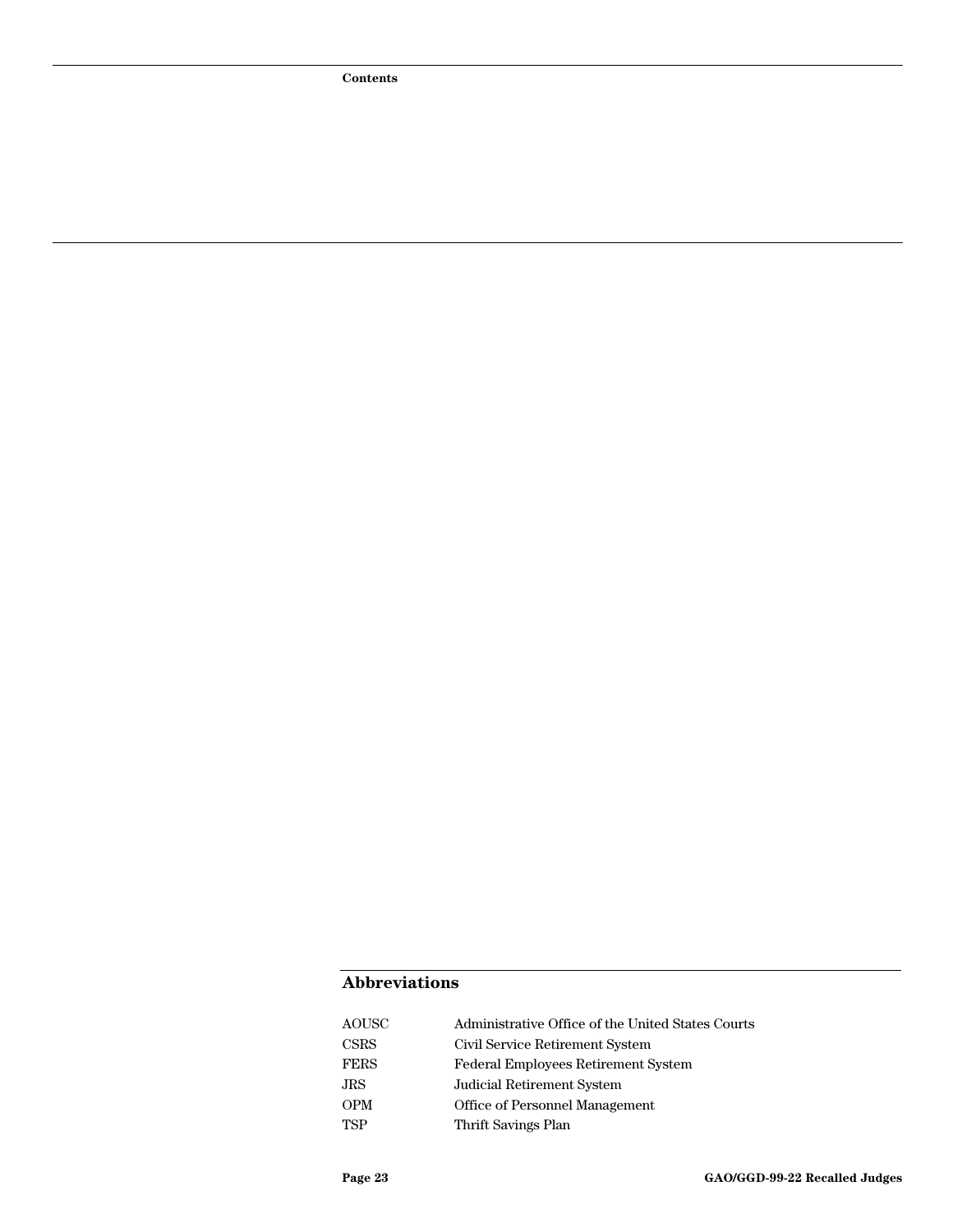## Abbreviations

| | |
|---|---|
| AOUSC | Administrative Office of the United States Courts |
| CSRS | Civil Service Retirement System |
| FERS | Federal Employees Retirement System |
| JRS | Judicial Retirement System |
| OPM | Office of Personnel Management |
| TSP | Thrift Savings Plan |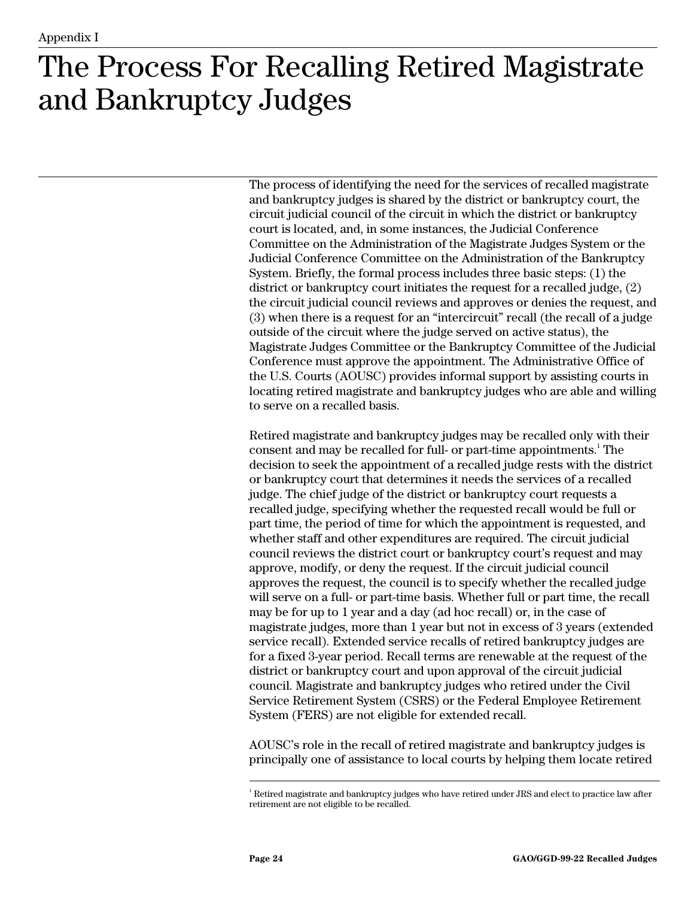Appendix I

# The Process For Recalling Retired Magistrate and Bankruptcy Judges

The process of identifying the need for the services of recalled magistrate and bankruptcy judges is shared by the district or bankruptcy court, the circuit judicial council of the circuit in which the district or bankruptcy court is located, and, in some instances, the Judicial Conference Committee on the Administration of the Magistrate Judges System or the Judicial Conference Committee on the Administration of the Bankruptcy System. Briefly, the formal process includes three basic steps: (1) the district or bankruptcy court initiates the request for a recalled judge, (2) the circuit judicial council reviews and approves or denies the request, and (3) when there is a request for an "intercircuit" recall (the recall of a judge outside of the circuit where the judge served on active status), the Magistrate Judges Committee or the Bankruptcy Committee of the Judicial Conference must approve the appointment. The Administrative Office of the U.S. Courts (AOUSC) provides informal support by assisting courts in locating retired magistrate and bankruptcy judges who are able and willing to serve on a recalled basis.

Retired magistrate and bankruptcy judges may be recalled only with their consent and may be recalled for full- or part-time appointments.[1] The decision to seek the appointment of a recalled judge rests with the district or bankruptcy court that determines it needs the services of a recalled judge. The chief judge of the district or bankruptcy court requests a recalled judge, specifying whether the requested recall would be full or part time, the period of time for which the appointment is requested, and whether staff and other expenditures are required. The circuit judicial council reviews the district court or bankruptcy court's request and may approve, modify, or deny the request. If the circuit judicial council approves the request, the council is to specify whether the recalled judge will serve on a full- or part-time basis. Whether full or part time, the recall may be for up to 1 year and a day (ad hoc recall) or, in the case of magistrate judges, more than 1 year but not in excess of 3 years (extended service recall). Extended service recalls of retired bankruptcy judges are for a fixed 3-year period. Recall terms are renewable at the request of the district or bankruptcy court and upon approval of the circuit judicial council. Magistrate and bankruptcy judges who retired under the Civil Service Retirement System (CSRS) or the Federal Employee Retirement System (FERS) are not eligible for extended recall.

AOUSC's role in the recall of retired magistrate and bankruptcy judges is principally one of assistance to local courts by helping them locate retired

[1] Retired magistrate and bankruptcy judges who have retired under JRS and elect to practice law after retirement are not eligible to be recalled.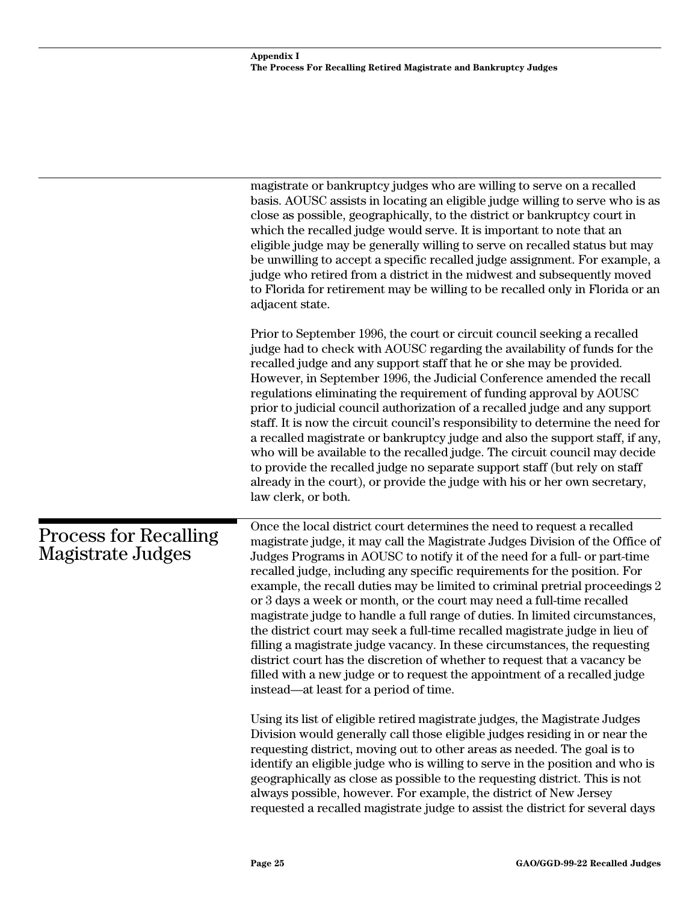magistrate or bankruptcy judges who are willing to serve on a recalled basis. AOUSC assists in locating an eligible judge willing to serve who is as close as possible, geographically, to the district or bankruptcy court in which the recalled judge would serve. It is important to note that an eligible judge may be generally willing to serve on recalled status but may be unwilling to accept a specific recalled judge assignment. For example, a judge who retired from a district in the midwest and subsequently moved to Florida for retirement may be willing to be recalled only in Florida or an adjacent state.

Prior to September 1996, the court or circuit council seeking a recalled judge had to check with AOUSC regarding the availability of funds for the recalled judge and any support staff that he or she may be provided. However, in September 1996, the Judicial Conference amended the recall regulations eliminating the requirement of funding approval by AOUSC prior to judicial council authorization of a recalled judge and any support staff. It is now the circuit council's responsibility to determine the need for a recalled magistrate or bankruptcy judge and also the support staff, if any, who will be available to the recalled judge. The circuit council may decide to provide the recalled judge no separate support staff (but rely on staff already in the court), or provide the judge with his or her own secretary, law clerk, or both.

## Process for Recalling Magistrate Judges

Once the local district court determines the need to request a recalled magistrate judge, it may call the Magistrate Judges Division of the Office of Judges Programs in AOUSC to notify it of the need for a full- or part-time recalled judge, including any specific requirements for the position. For example, the recall duties may be limited to criminal pretrial proceedings 2 or 3 days a week or month, or the court may need a full-time recalled magistrate judge to handle a full range of duties. In limited circumstances, the district court may seek a full-time recalled magistrate judge in lieu of filling a magistrate judge vacancy. In these circumstances, the requesting district court has the discretion of whether to request that a vacancy be filled with a new judge or to request the appointment of a recalled judge instead—at least for a period of time.

Using its list of eligible retired magistrate judges, the Magistrate Judges Division would generally call those eligible judges residing in or near the requesting district, moving out to other areas as needed. The goal is to identify an eligible judge who is willing to serve in the position and who is geographically as close as possible to the requesting district. This is not always possible, however. For example, the district of New Jersey requested a recalled magistrate judge to assist the district for several days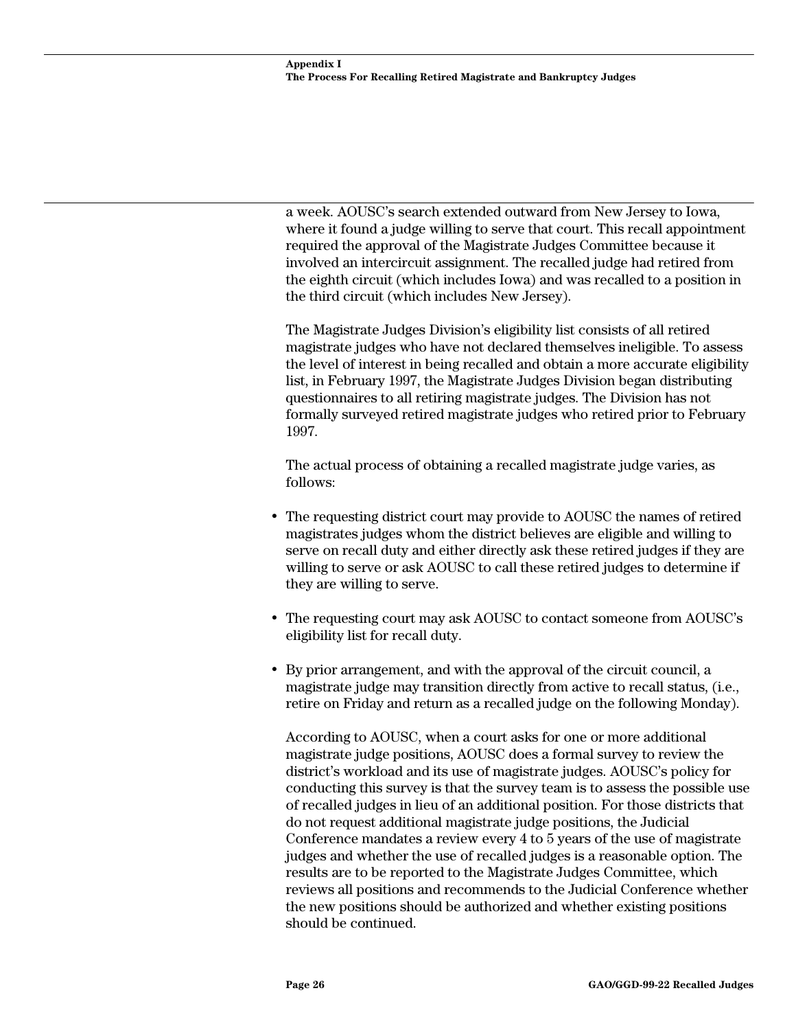a week. AOUSC's search extended outward from New Jersey to Iowa, where it found a judge willing to serve that court. This recall appointment required the approval of the Magistrate Judges Committee because it involved an intercircuit assignment. The recalled judge had retired from the eighth circuit (which includes Iowa) and was recalled to a position in the third circuit (which includes New Jersey).

The Magistrate Judges Division's eligibility list consists of all retired magistrate judges who have not declared themselves ineligible. To assess the level of interest in being recalled and obtain a more accurate eligibility list, in February 1997, the Magistrate Judges Division began distributing questionnaires to all retiring magistrate judges. The Division has not formally surveyed retired magistrate judges who retired prior to February 1997.

The actual process of obtaining a recalled magistrate judge varies, as follows:

- The requesting district court may provide to AOUSC the names of retired magistrates judges whom the district believes are eligible and willing to serve on recall duty and either directly ask these retired judges if they are willing to serve or ask AOUSC to call these retired judges to determine if they are willing to serve.
- The requesting court may ask AOUSC to contact someone from AOUSC's eligibility list for recall duty.
- By prior arrangement, and with the approval of the circuit council, a magistrate judge may transition directly from active to recall status, (i.e., retire on Friday and return as a recalled judge on the following Monday).

According to AOUSC, when a court asks for one or more additional magistrate judge positions, AOUSC does a formal survey to review the district's workload and its use of magistrate judges. AOUSC's policy for conducting this survey is that the survey team is to assess the possible use of recalled judges in lieu of an additional position. For those districts that do not request additional magistrate judge positions, the Judicial Conference mandates a review every 4 to 5 years of the use of magistrate judges and whether the use of recalled judges is a reasonable option. The results are to be reported to the Magistrate Judges Committee, which reviews all positions and recommends to the Judicial Conference whether the new positions should be authorized and whether existing positions should be continued.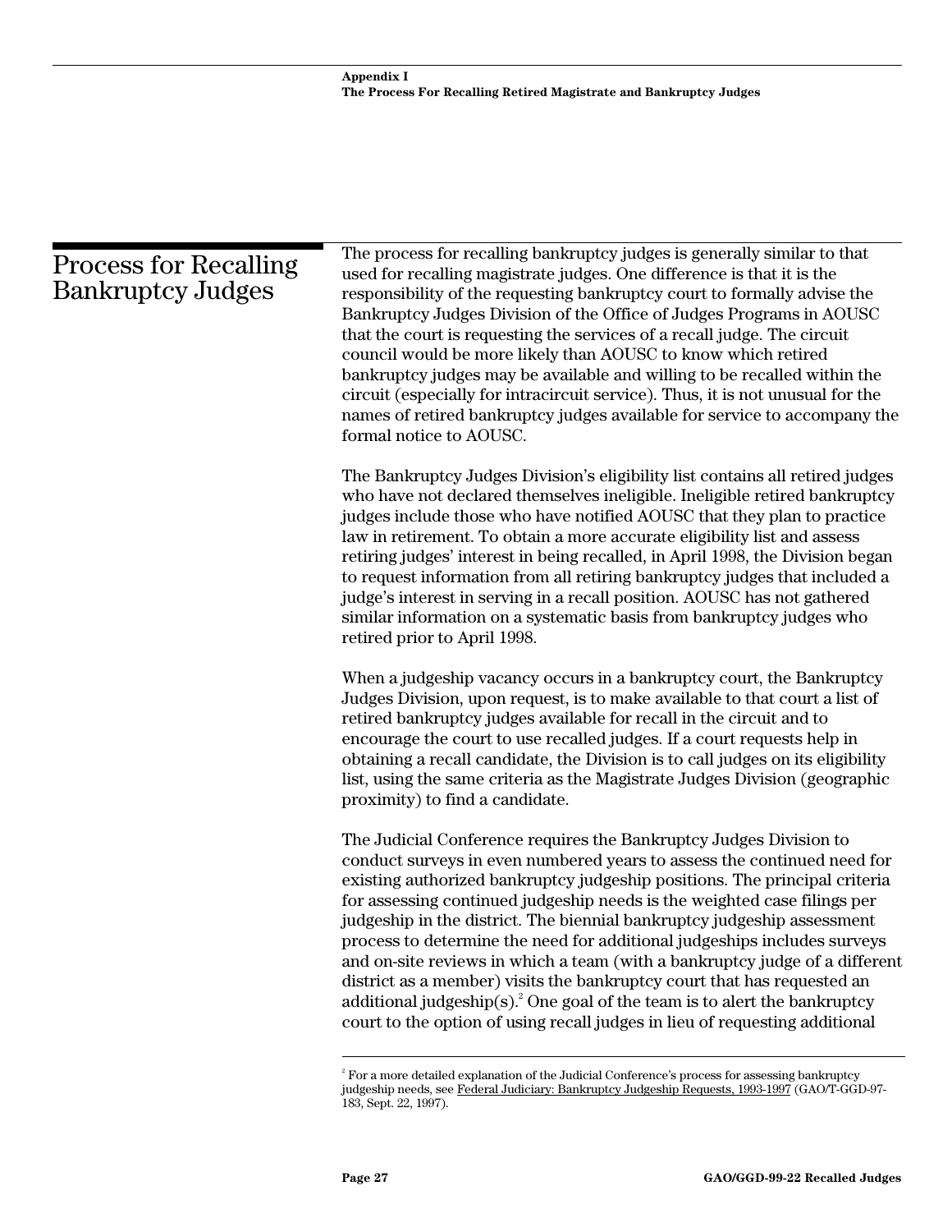## Process for Recalling Bankruptcy Judges

The process for recalling bankruptcy judges is generally similar to that used for recalling magistrate judges. One difference is that it is the responsibility of the requesting bankruptcy court to formally advise the Bankruptcy Judges Division of the Office of Judges Programs in AOUSC that the court is requesting the services of a recall judge. The circuit council would be more likely than AOUSC to know which retired bankruptcy judges may be available and willing to be recalled within the circuit (especially for intracircuit service). Thus, it is not unusual for the names of retired bankruptcy judges available for service to accompany the formal notice to AOUSC.

The Bankruptcy Judges Division's eligibility list contains all retired judges who have not declared themselves ineligible. Ineligible retired bankruptcy judges include those who have notified AOUSC that they plan to practice law in retirement. To obtain a more accurate eligibility list and assess retiring judges' interest in being recalled, in April 1998, the Division began to request information from all retiring bankruptcy judges that included a judge's interest in serving in a recall position. AOUSC has not gathered similar information on a systematic basis from bankruptcy judges who retired prior to April 1998.

When a judgeship vacancy occurs in a bankruptcy court, the Bankruptcy Judges Division, upon request, is to make available to that court a list of retired bankruptcy judges available for recall in the circuit and to encourage the court to use recalled judges. If a court requests help in obtaining a recall candidate, the Division is to call judges on its eligibility list, using the same criteria as the Magistrate Judges Division (geographic proximity) to find a candidate.

The Judicial Conference requires the Bankruptcy Judges Division to conduct surveys in even numbered years to assess the continued need for existing authorized bankruptcy judgeship positions. The principal criteria for assessing continued judgeship needs is the weighted case filings per judgeship in the district. The biennial bankruptcy judgeship assessment process to determine the need for additional judgeships includes surveys and on-site reviews in which a team (with a bankruptcy judge of a different district as a member) visits the bankruptcy court that has requested an additional judgeship(s).[2] One goal of the team is to alert the bankruptcy court to the option of using recall judges in lieu of requesting additional

---

[2] For a more detailed explanation of the Judicial Conference's process for assessing bankruptcy judgeship needs, see Federal Judiciary: Bankruptcy Judgeship Requests, 1993-1997 (GAO/T-GGD-97-183, Sept. 22, 1997).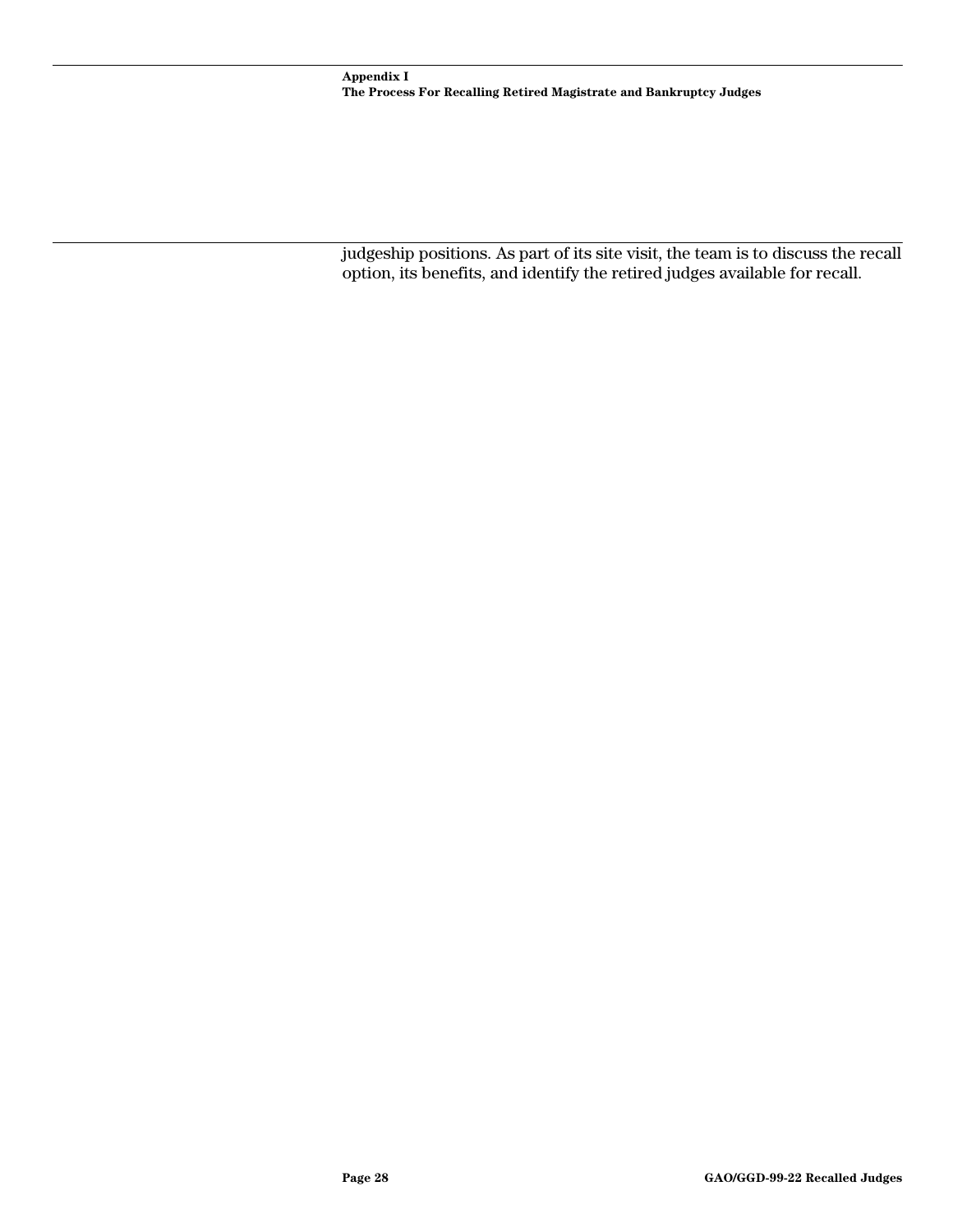judgeship positions. As part of its site visit, the team is to discuss the recall option, its benefits, and identify the retired judges available for recall.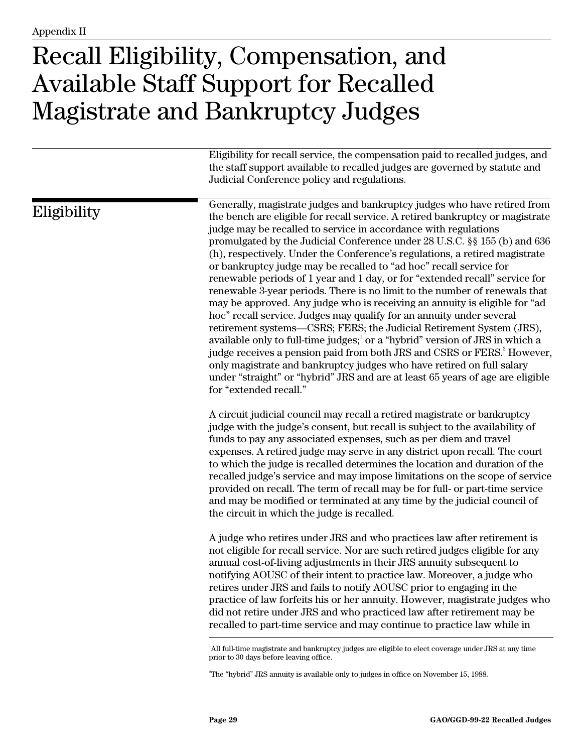Appendix II

# Recall Eligibility, Compensation, and Available Staff Support for Recalled Magistrate and Bankruptcy Judges

Eligibility for recall service, the compensation paid to recalled judges, and the staff support available to recalled judges are governed by statute and Judicial Conference policy and regulations.

## Eligibility

Generally, magistrate judges and bankruptcy judges who have retired from the bench are eligible for recall service. A retired bankruptcy or magistrate judge may be recalled to service in accordance with regulations promulgated by the Judicial Conference under 28 U.S.C. §§ 155 (b) and 636 (h), respectively. Under the Conference's regulations, a retired magistrate or bankruptcy judge may be recalled to "ad hoc" recall service for renewable periods of 1 year and 1 day, or for "extended recall" service for renewable 3-year periods. There is no limit to the number of renewals that may be approved. Any judge who is receiving an annuity is eligible for "ad hoc" recall service. Judges may qualify for an annuity under several retirement systems—CSRS; FERS; the Judicial Retirement System (JRS), available only to full-time judges;[1] or a "hybrid" version of JRS in which a judge receives a pension paid from both JRS and CSRS or FERS.[2] However, only magistrate and bankruptcy judges who have retired on full salary under "straight" or "hybrid" JRS and are at least 65 years of age are eligible for "extended recall."

A circuit judicial council may recall a retired magistrate or bankruptcy judge with the judge's consent, but recall is subject to the availability of funds to pay any associated expenses, such as per diem and travel expenses. A retired judge may serve in any district upon recall. The court to which the judge is recalled determines the location and duration of the recalled judge's service and may impose limitations on the scope of service provided on recall. The term of recall may be for full- or part-time service and may be modified or terminated at any time by the judicial council of the circuit in which the judge is recalled.

A judge who retires under JRS and who practices law after retirement is not eligible for recall service. Nor are such retired judges eligible for any annual cost-of-living adjustments in their JRS annuity subsequent to notifying AOUSC of their intent to practice law. Moreover, a judge who retires under JRS and fails to notify AOUSC prior to engaging in the practice of law forfeits his or her annuity. However, magistrate judges who did not retire under JRS and who practiced law after retirement may be recalled to part-time service and may continue to practice law while in

[1] All full-time magistrate and bankruptcy judges are eligible to elect coverage under JRS at any time prior to 30 days before leaving office.

[2] The "hybrid" JRS annuity is available only to judges in office on November 15, 1988.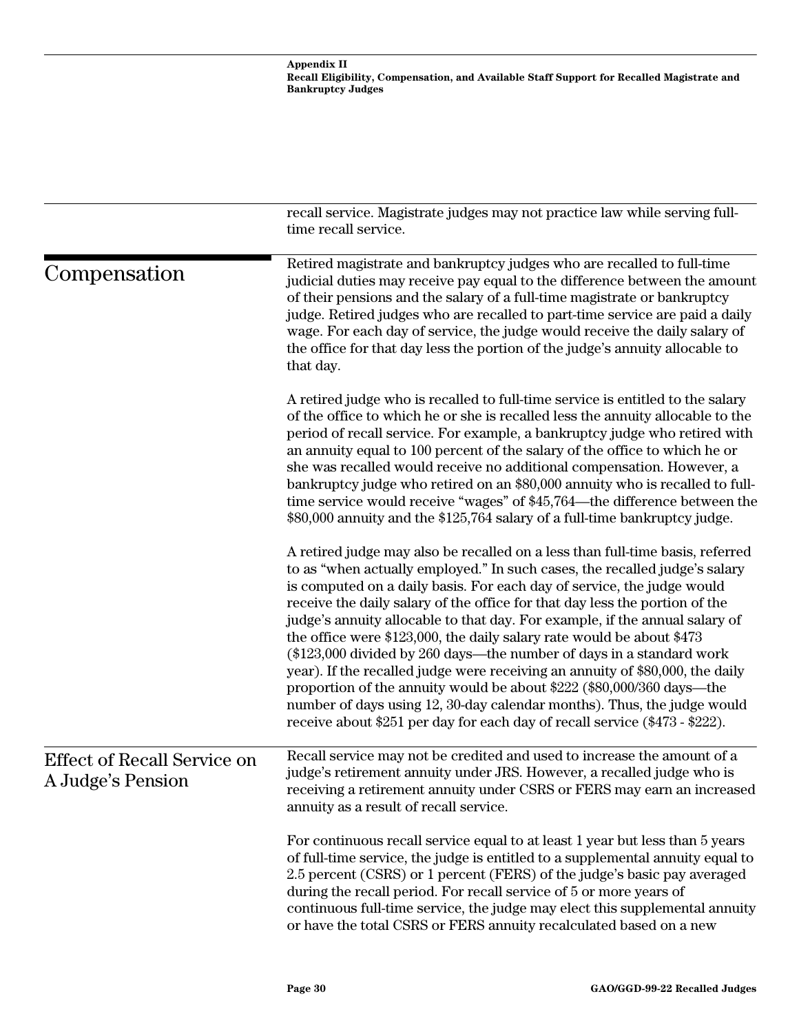recall service. Magistrate judges may not practice law while serving full-time recall service.

## Compensation

Retired magistrate and bankruptcy judges who are recalled to full-time judicial duties may receive pay equal to the difference between the amount of their pensions and the salary of a full-time magistrate or bankruptcy judge. Retired judges who are recalled to part-time service are paid a daily wage. For each day of service, the judge would receive the daily salary of the office for that day less the portion of the judge's annuity allocable to that day.

A retired judge who is recalled to full-time service is entitled to the salary of the office to which he or she is recalled less the annuity allocable to the period of recall service. For example, a bankruptcy judge who retired with an annuity equal to 100 percent of the salary of the office to which he or she was recalled would receive no additional compensation. However, a bankruptcy judge who retired on an $80,000 annuity who is recalled to full-time service would receive "wages" of $45,764—the difference between the $80,000 annuity and the $125,764 salary of a full-time bankruptcy judge.

A retired judge may also be recalled on a less than full-time basis, referred to as "when actually employed." In such cases, the recalled judge's salary is computed on a daily basis. For each day of service, the judge would receive the daily salary of the office for that day less the portion of the judge's annuity allocable to that day. For example, if the annual salary of the office were $123,000, the daily salary rate would be about $473 ($123,000 divided by 260 days—the number of days in a standard work year). If the recalled judge were receiving an annuity of $80,000, the daily proportion of the annuity would be about $222 ($80,000/360 days—the number of days using 12, 30-day calendar months). Thus, the judge would receive about $251 per day for each day of recall service ($473 - $222).

## Effect of Recall Service on A Judge's Pension

Recall service may not be credited and used to increase the amount of a judge's retirement annuity under JRS. However, a recalled judge who is receiving a retirement annuity under CSRS or FERS may earn an increased annuity as a result of recall service.

For continuous recall service equal to at least 1 year but less than 5 years of full-time service, the judge is entitled to a supplemental annuity equal to 2.5 percent (CSRS) or 1 percent (FERS) of the judge's basic pay averaged during the recall period. For recall service of 5 or more years of continuous full-time service, the judge may elect this supplemental annuity or have the total CSRS or FERS annuity recalculated based on a new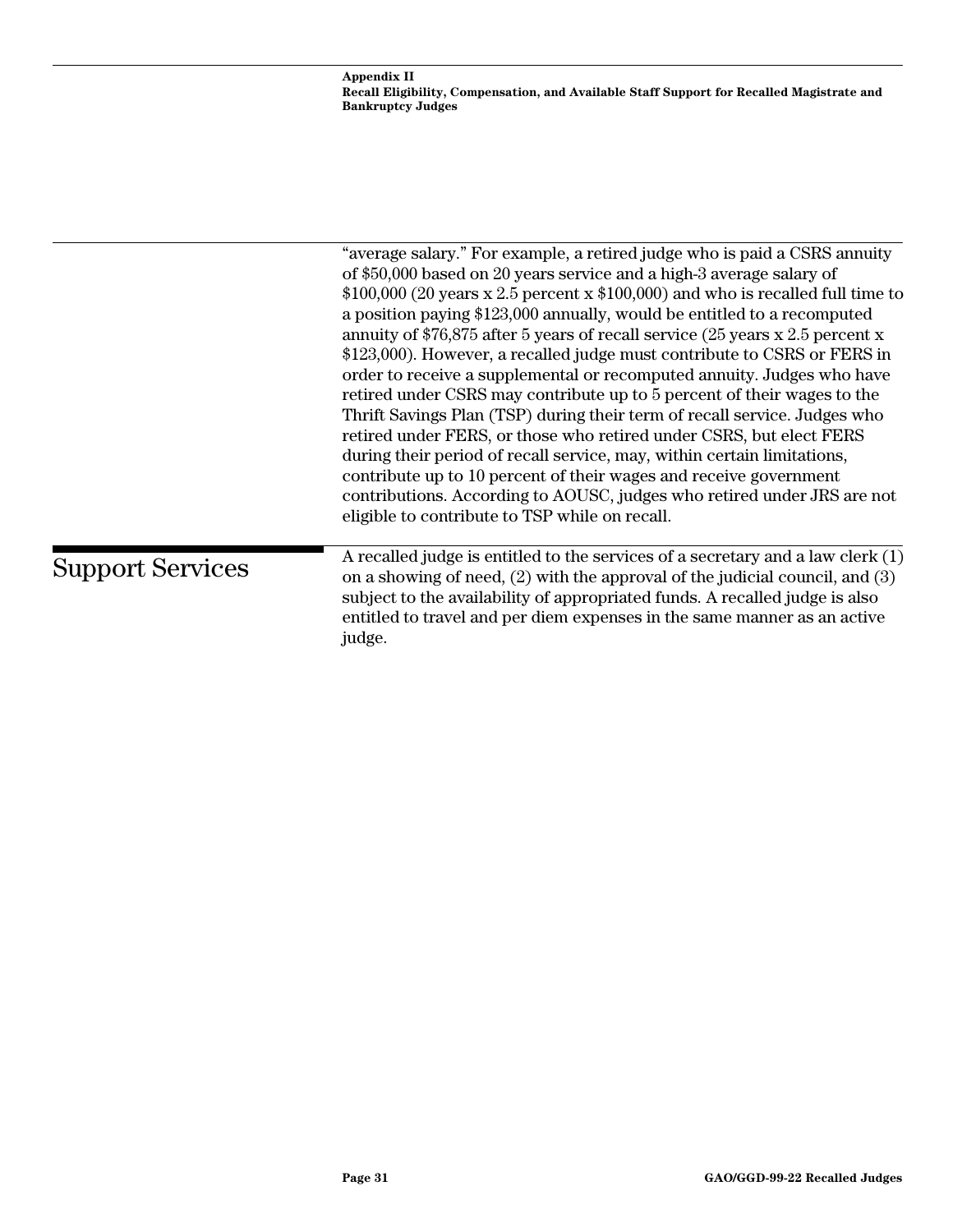"average salary." For example, a retired judge who is paid a CSRS annuity of $50,000 based on 20 years service and a high-3 average salary of $100,000 (20 years x 2.5 percent x $100,000) and who is recalled full time to a position paying $123,000 annually, would be entitled to a recomputed annuity of $76,875 after 5 years of recall service (25 years x 2.5 percent x $123,000). However, a recalled judge must contribute to CSRS or FERS in order to receive a supplemental or recomputed annuity. Judges who have retired under CSRS may contribute up to 5 percent of their wages to the Thrift Savings Plan (TSP) during their term of recall service. Judges who retired under FERS, or those who retired under CSRS, but elect FERS during their period of recall service, may, within certain limitations, contribute up to 10 percent of their wages and receive government contributions. According to AOUSC, judges who retired under JRS are not eligible to contribute to TSP while on recall.

## Support Services

A recalled judge is entitled to the services of a secretary and a law clerk (1) on a showing of need, (2) with the approval of the judicial council, and (3) subject to the availability of appropriated funds. A recalled judge is also entitled to travel and per diem expenses in the same manner as an active judge.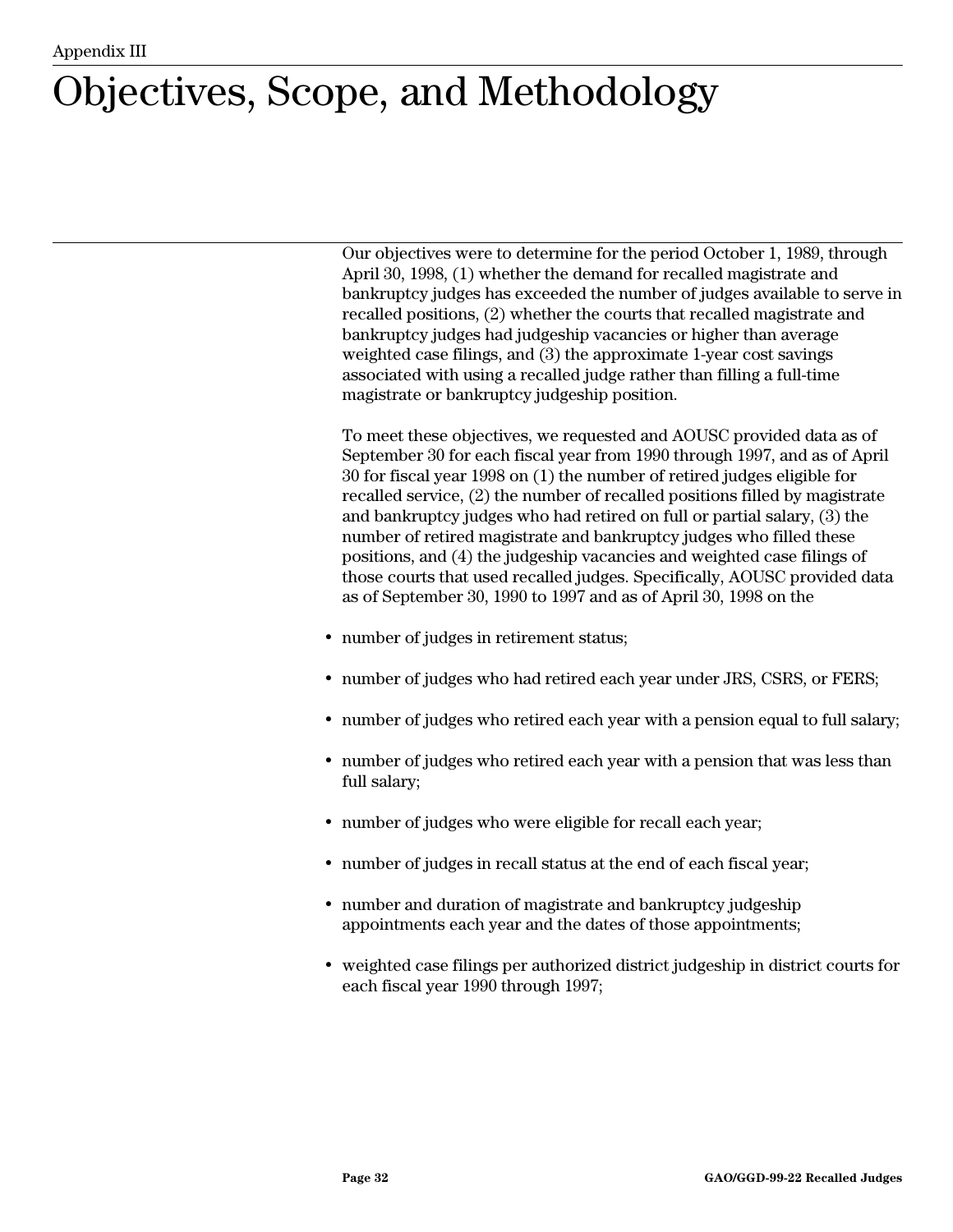Appendix III

# Objectives, Scope, and Methodology

Our objectives were to determine for the period October 1, 1989, through April 30, 1998, (1) whether the demand for recalled magistrate and bankruptcy judges has exceeded the number of judges available to serve in recalled positions, (2) whether the courts that recalled magistrate and bankruptcy judges had judgeship vacancies or higher than average weighted case filings, and (3) the approximate 1-year cost savings associated with using a recalled judge rather than filling a full-time magistrate or bankruptcy judgeship position.

To meet these objectives, we requested and AOUSC provided data as of September 30 for each fiscal year from 1990 through 1997, and as of April 30 for fiscal year 1998 on (1) the number of retired judges eligible for recalled service, (2) the number of recalled positions filled by magistrate and bankruptcy judges who had retired on full or partial salary, (3) the number of retired magistrate and bankruptcy judges who filled these positions, and (4) the judgeship vacancies and weighted case filings of those courts that used recalled judges. Specifically, AOUSC provided data as of September 30, 1990 to 1997 and as of April 30, 1998 on the

- number of judges in retirement status;
- number of judges who had retired each year under JRS, CSRS, or FERS;
- number of judges who retired each year with a pension equal to full salary;
- number of judges who retired each year with a pension that was less than full salary;
- number of judges who were eligible for recall each year;
- number of judges in recall status at the end of each fiscal year;
- number and duration of magistrate and bankruptcy judgeship appointments each year and the dates of those appointments;
- weighted case filings per authorized district judgeship in district courts for each fiscal year 1990 through 1997;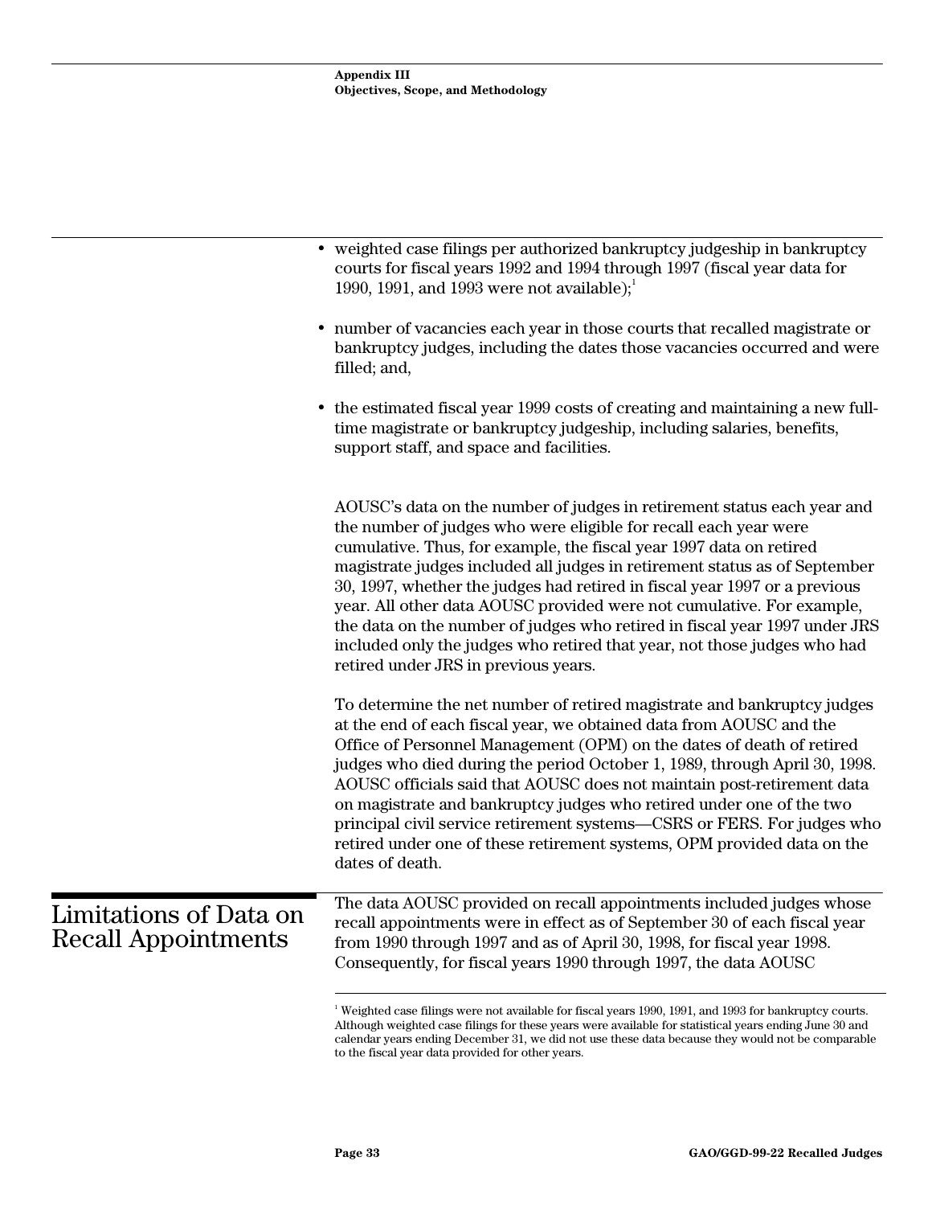- weighted case filings per authorized bankruptcy judgeship in bankruptcy courts for fiscal years 1992 and 1994 through 1997 (fiscal year data for 1990, 1991, and 1993 were not available);[1]
- number of vacancies each year in those courts that recalled magistrate or bankruptcy judges, including the dates those vacancies occurred and were filled; and,
- the estimated fiscal year 1999 costs of creating and maintaining a new full-time magistrate or bankruptcy judgeship, including salaries, benefits, support staff, and space and facilities.

AOUSC's data on the number of judges in retirement status each year and the number of judges who were eligible for recall each year were cumulative. Thus, for example, the fiscal year 1997 data on retired magistrate judges included all judges in retirement status as of September 30, 1997, whether the judges had retired in fiscal year 1997 or a previous year. All other data AOUSC provided were not cumulative. For example, the data on the number of judges who retired in fiscal year 1997 under JRS included only the judges who retired that year, not those judges who had retired under JRS in previous years.

To determine the net number of retired magistrate and bankruptcy judges at the end of each fiscal year, we obtained data from AOUSC and the Office of Personnel Management (OPM) on the dates of death of retired judges who died during the period October 1, 1989, through April 30, 1998. AOUSC officials said that AOUSC does not maintain post-retirement data on magistrate and bankruptcy judges who retired under one of the two principal civil service retirement systems—CSRS or FERS. For judges who retired under one of these retirement systems, OPM provided data on the dates of death.

## Limitations of Data on Recall Appointments

The data AOUSC provided on recall appointments included judges whose recall appointments were in effect as of September 30 of each fiscal year from 1990 through 1997 and as of April 30, 1998, for fiscal year 1998. Consequently, for fiscal years 1990 through 1997, the data AOUSC

[1] Weighted case filings were not available for fiscal years 1990, 1991, and 1993 for bankruptcy courts. Although weighted case filings for these years were available for statistical years ending June 30 and calendar years ending December 31, we did not use these data because they would not be comparable to the fiscal year data provided for other years.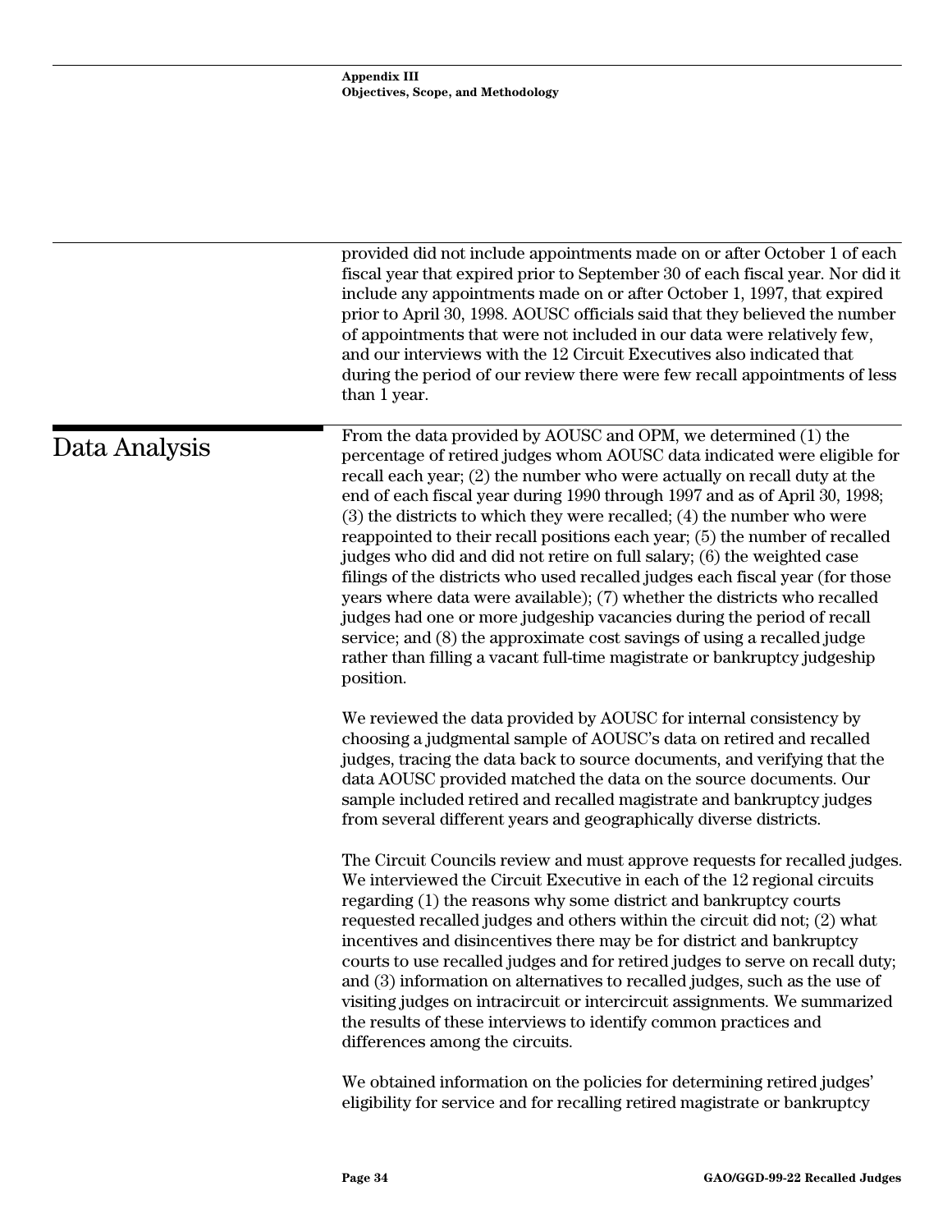provided did not include appointments made on or after October 1 of each fiscal year that expired prior to September 30 of each fiscal year. Nor did it include any appointments made on or after October 1, 1997, that expired prior to April 30, 1998. AOUSC officials said that they believed the number of appointments that were not included in our data were relatively few, and our interviews with the 12 Circuit Executives also indicated that during the period of our review there were few recall appointments of less than 1 year.

## Data Analysis

From the data provided by AOUSC and OPM, we determined (1) the percentage of retired judges whom AOUSC data indicated were eligible for recall each year; (2) the number who were actually on recall duty at the end of each fiscal year during 1990 through 1997 and as of April 30, 1998; (3) the districts to which they were recalled; (4) the number who were reappointed to their recall positions each year; (5) the number of recalled judges who did and did not retire on full salary; (6) the weighted case filings of the districts who used recalled judges each fiscal year (for those years where data were available); (7) whether the districts who recalled judges had one or more judgeship vacancies during the period of recall service; and (8) the approximate cost savings of using a recalled judge rather than filling a vacant full-time magistrate or bankruptcy judgeship position.

We reviewed the data provided by AOUSC for internal consistency by choosing a judgmental sample of AOUSC's data on retired and recalled judges, tracing the data back to source documents, and verifying that the data AOUSC provided matched the data on the source documents. Our sample included retired and recalled magistrate and bankruptcy judges from several different years and geographically diverse districts.

The Circuit Councils review and must approve requests for recalled judges. We interviewed the Circuit Executive in each of the 12 regional circuits regarding (1) the reasons why some district and bankruptcy courts requested recalled judges and others within the circuit did not; (2) what incentives and disincentives there may be for district and bankruptcy courts to use recalled judges and for retired judges to serve on recall duty; and (3) information on alternatives to recalled judges, such as the use of visiting judges on intracircuit or intercircuit assignments. We summarized the results of these interviews to identify common practices and differences among the circuits.

We obtained information on the policies for determining retired judges' eligibility for service and for recalling retired magistrate or bankruptcy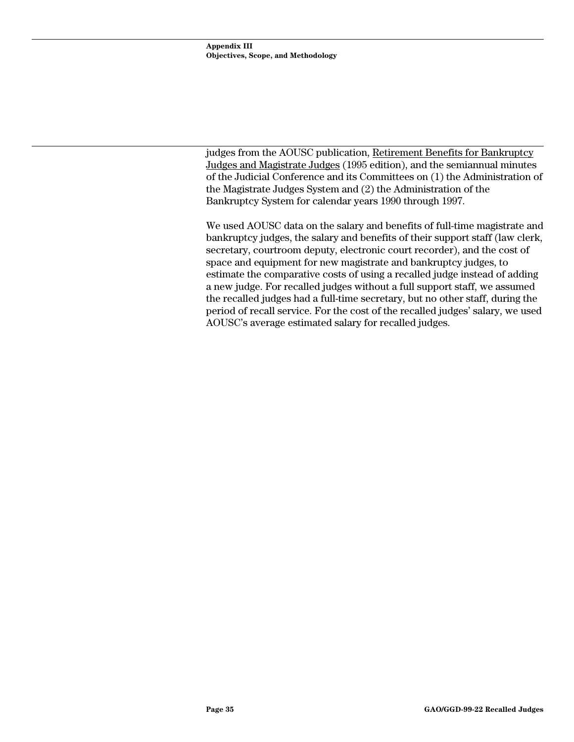judges from the AOUSC publication, Retirement Benefits for Bankruptcy Judges and Magistrate Judges (1995 edition), and the semiannual minutes of the Judicial Conference and its Committees on (1) the Administration of the Magistrate Judges System and (2) the Administration of the Bankruptcy System for calendar years 1990 through 1997.

We used AOUSC data on the salary and benefits of full-time magistrate and bankruptcy judges, the salary and benefits of their support staff (law clerk, secretary, courtroom deputy, electronic court recorder), and the cost of space and equipment for new magistrate and bankruptcy judges, to estimate the comparative costs of using a recalled judge instead of adding a new judge. For recalled judges without a full support staff, we assumed the recalled judges had a full-time secretary, but no other staff, during the period of recall service. For the cost of the recalled judges' salary, we used AOUSC's average estimated salary for recalled judges.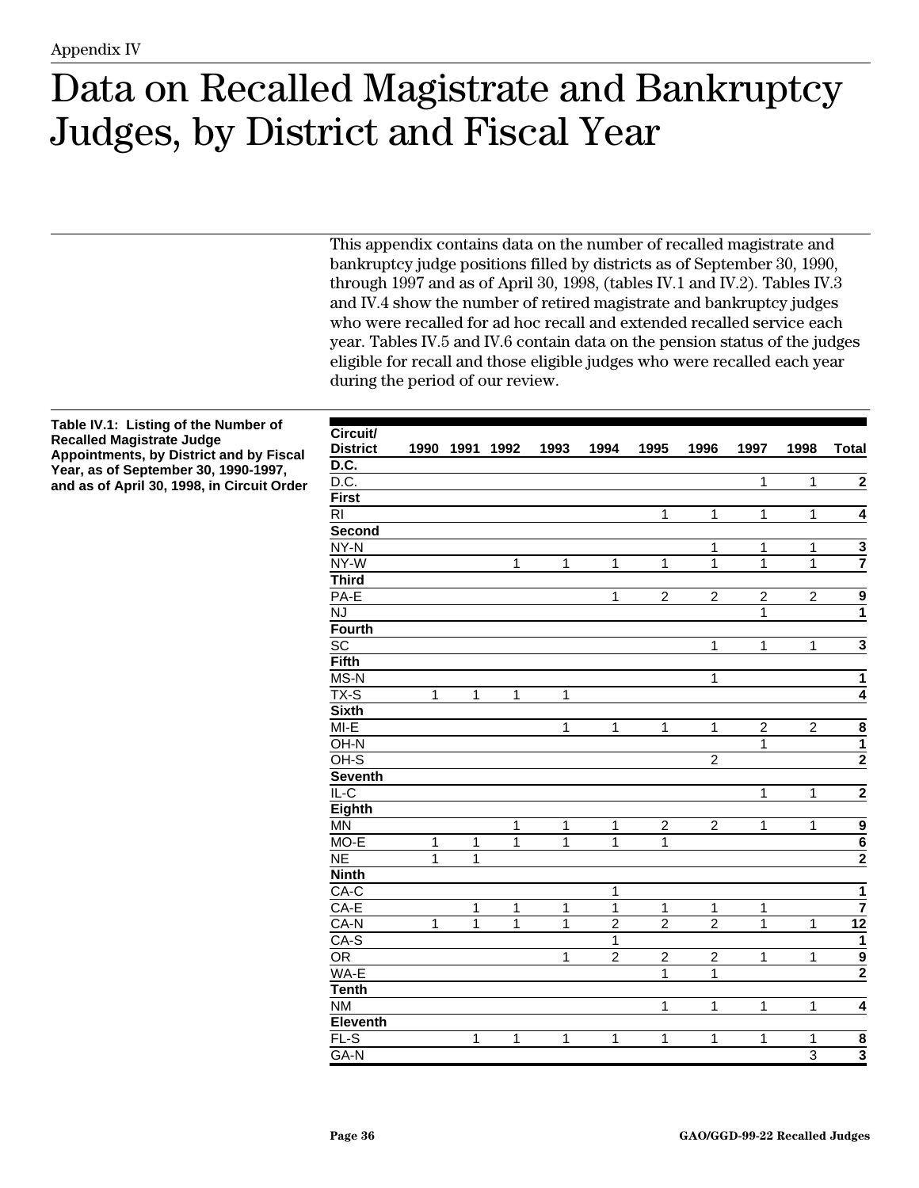# Data on Recalled Magistrate and Bankruptcy Judges, by District and Fiscal Year

This appendix contains data on the number of recalled magistrate and bankruptcy judge positions filled by districts as of September 30, 1990, through 1997 and as of April 30, 1998, (tables IV.1 and IV.2). Tables IV.3 and IV.4 show the number of retired magistrate and bankruptcy judges who were recalled for ad hoc recall and extended recalled service each year. Tables IV.5 and IV.6 contain data on the pension status of the judges eligible for recall and those eligible judges who were recalled each year during the period of our review.

**Table IV.1: Listing of the Number of Recalled Magistrate Judge Appointments, by District and by Fiscal Year, as of September 30, 1990-1997, and as of April 30, 1998, in Circuit Order**

| Circuit/ District | 1990 | 1991 | 1992 | 1993 | 1994 | 1995 | 1996 | 1997 | 1998 | Total |
|---|---|---|---|---|---|---|---|---|---|---|
| **D.C.** | | | | | | | | | | |
| D.C. | | | | | | | | 1 | 1 | **2** |
| **First** | | | | | | | | | | |
| RI | | | | | | 1 | 1 | 1 | 1 | **4** |
| **Second** | | | | | | | | | | |
| NY-N | | | | | | | 1 | 1 | 1 | **3** |
| NY-W | | | 1 | 1 | 1 | 1 | 1 | 1 | 1 | **7** |
| **Third** | | | | | | | | | | |
| PA-E | | | | | 1 | 2 | 2 | 2 | 2 | **9** |
| NJ | | | | | | | | 1 | | **1** |
| **Fourth** | | | | | | | | | | |
| SC | | | | | | | 1 | 1 | 1 | **3** |
| **Fifth** | | | | | | | | | | |
| MS-N | | | | | | | 1 | | | **1** |
| TX-S | 1 | 1 | 1 | 1 | | | | | | **4** |
| **Sixth** | | | | | | | | | | |
| MI-E | | | | 1 | 1 | 1 | 1 | 2 | 2 | **8** |
| OH-N | | | | | | | | 1 | | **1** |
| OH-S | | | | | | | 2 | | | **2** |
| **Seventh** | | | | | | | | | | |
| IL-C | | | | | | | | 1 | 1 | **2** |
| **Eighth** | | | | | | | | | | |
| MN | | | 1 | 1 | 1 | 2 | 2 | 1 | 1 | **9** |
| MO-E | 1 | 1 | 1 | 1 | 1 | 1 | | | | **6** |
| NE | 1 | 1 | | | | | | | | **2** |
| **Ninth** | | | | | | | | | | |
| CA-C | | | | | 1 | | | | | **1** |
| CA-E | | 1 | 1 | 1 | 1 | 1 | 1 | 1 | | **7** |
| CA-N | 1 | 1 | 1 | 1 | 2 | 2 | 2 | 1 | 1 | **12** |
| CA-S | | | | | 1 | | | | | **1** |
| OR | | | | 1 | 2 | 2 | 2 | 1 | 1 | **9** |
| WA-E | | | | | | 1 | 1 | | | **2** |
| **Tenth** | | | | | | | | | | |
| NM | | | | | | 1 | 1 | 1 | 1 | **4** |
| **Eleventh** | | | | | | | | | | |
| FL-S | | 1 | 1 | 1 | 1 | 1 | 1 | 1 | 1 | **8** |
| GA-N | | | | | | | | | 3 | **3** |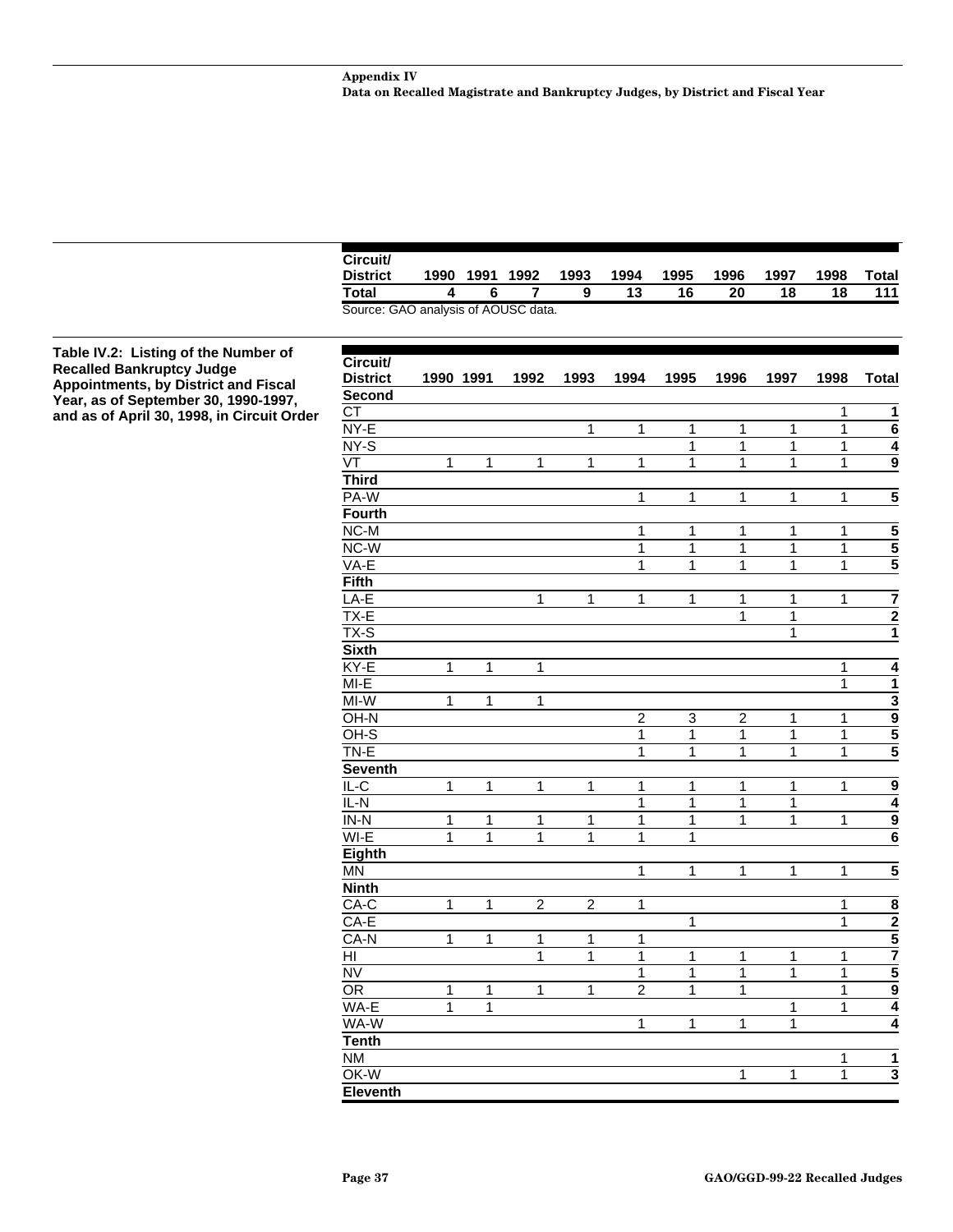| Circuit/ District | 1990 | 1991 | 1992 | 1993 | 1994 | 1995 | 1996 | 1997 | 1998 | Total |
|---|---|---|---|---|---|---|---|---|---|---|
| **Total** | **4** | **6** | **7** | **9** | **13** | **16** | **20** | **18** | **18** | **111** |

Source: GAO analysis of AOUSC data.

**Table IV.2: Listing of the Number of Recalled Bankruptcy Judge Appointments, by District and Fiscal Year, as of September 30, 1990-1997, and as of April 30, 1998, in Circuit Order**

| Circuit/ District | 1990 | 1991 | 1992 | 1993 | 1994 | 1995 | 1996 | 1997 | 1998 | Total |
|---|---|---|---|---|---|---|---|---|---|---|
| **Second** | | | | | | | | | | |
| CT | | | | | | | | | 1 | **1** |
| NY-E | | | | 1 | 1 | 1 | 1 | 1 | 1 | **6** |
| NY-S | | | | | | 1 | 1 | 1 | 1 | **4** |
| VT | 1 | 1 | 1 | 1 | 1 | 1 | 1 | 1 | 1 | **9** |
| **Third** | | | | | | | | | | |
| PA-W | | | | | 1 | 1 | 1 | 1 | 1 | **5** |
| **Fourth** | | | | | | | | | | |
| NC-M | | | | | 1 | 1 | 1 | 1 | 1 | **5** |
| NC-W | | | | | 1 | 1 | 1 | 1 | 1 | **5** |
| VA-E | | | | | 1 | 1 | 1 | 1 | 1 | **5** |
| **Fifth** | | | | | | | | | | |
| LA-E | | | 1 | 1 | 1 | 1 | 1 | 1 | 1 | **7** |
| TX-E | | | | | | | 1 | 1 | | **2** |
| TX-S | | | | | | | | 1 | | **1** |
| **Sixth** | | | | | | | | | | |
| KY-E | 1 | 1 | 1 | | | | | | 1 | **4** |
| MI-E | | | | | | | | | 1 | **1** |
| MI-W | 1 | 1 | 1 | | | | | | | **3** |
| OH-N | | | | | 2 | 3 | 2 | 1 | 1 | **9** |
| OH-S | | | | | 1 | 1 | 1 | 1 | 1 | **5** |
| TN-E | | | | | 1 | 1 | 1 | 1 | 1 | **5** |
| **Seventh** | | | | | | | | | | |
| IL-C | 1 | 1 | 1 | 1 | 1 | 1 | 1 | 1 | 1 | **9** |
| IL-N | | | | | 1 | 1 | 1 | 1 | | **4** |
| IN-N | 1 | 1 | 1 | 1 | 1 | 1 | 1 | 1 | 1 | **9** |
| WI-E | 1 | 1 | 1 | 1 | 1 | 1 | | | | **6** |
| **Eighth** | | | | | | | | | | |
| MN | | | | | 1 | 1 | 1 | 1 | 1 | **5** |
| **Ninth** | | | | | | | | | | |
| CA-C | 1 | 1 | 2 | 2 | 1 | | | | 1 | **8** |
| CA-E | | | | | | 1 | | | 1 | **2** |
| CA-N | 1 | 1 | 1 | 1 | 1 | | | | | **5** |
| HI | | | 1 | 1 | 1 | 1 | 1 | 1 | 1 | **7** |
| NV | | | | | 1 | 1 | 1 | 1 | 1 | **5** |
| OR | 1 | 1 | 1 | 1 | 2 | 1 | 1 | | 1 | **9** |
| WA-E | 1 | 1 | | | | | | 1 | 1 | **4** |
| WA-W | | | | | 1 | 1 | 1 | 1 | | **4** |
| **Tenth** | | | | | | | | | | |
| NM | | | | | | | | | 1 | **1** |
| OK-W | | | | | | | 1 | 1 | 1 | **3** |
| **Eleventh** | | | | | | | | | | |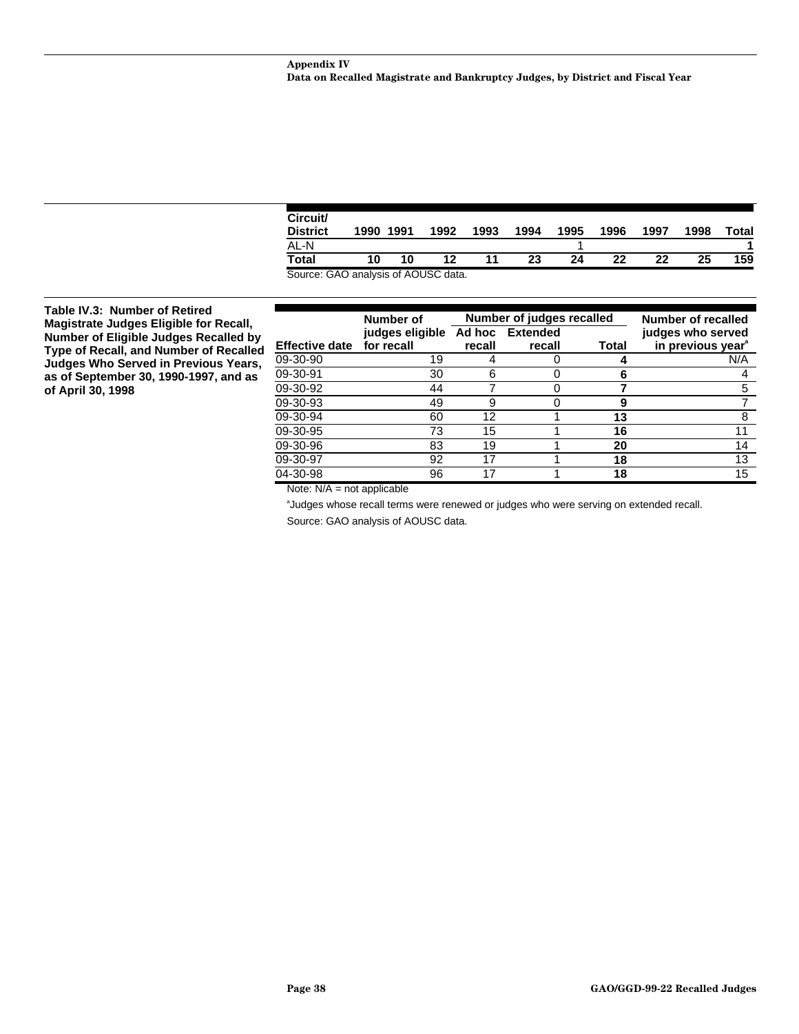| Circuit/ District | 1990 | 1991 | 1992 | 1993 | 1994 | 1995 | 1996 | 1997 | 1998 | Total |
|---|---|---|---|---|---|---|---|---|---|---|
| AL-N | | | | | | 1 | | | | **1** |
| **Total** | **10** | **10** | **12** | **11** | **23** | **24** | **22** | **22** | **25** | **159** |

Source: GAO analysis of AOUSC data.

**Table IV.3: Number of Retired Magistrate Judges Eligible for Recall, Number of Eligible Judges Recalled by Type of Recall, and Number of Recalled Judges Who Served in Previous Years, as of September 30, 1990-1997, and as of April 30, 1998**

| | Number of | Number of judges recalled | | | Number of recalled |
|---|---|---|---|---|---|
| **Effective date** | **judges eligible for recall** | **Ad hoc recall** | **Extended recall** | **Total** | **judges who served in previous year[a]** |
| 09-30-90 | 19 | 4 | 0 | **4** | N/A |
| 09-30-91 | 30 | 6 | 0 | **6** | 4 |
| 09-30-92 | 44 | 7 | 0 | **7** | 5 |
| 09-30-93 | 49 | 9 | 0 | **9** | 7 |
| 09-30-94 | 60 | 12 | 1 | **13** | 8 |
| 09-30-95 | 73 | 15 | 1 | **16** | 11 |
| 09-30-96 | 83 | 19 | 1 | **20** | 14 |
| 09-30-97 | 92 | 17 | 1 | **18** | 13 |
| 04-30-98 | 96 | 17 | 1 | **18** | 15 |

Note: N/A = not applicable

[a]Judges whose recall terms were renewed or judges who were serving on extended recall.

Source: GAO analysis of AOUSC data.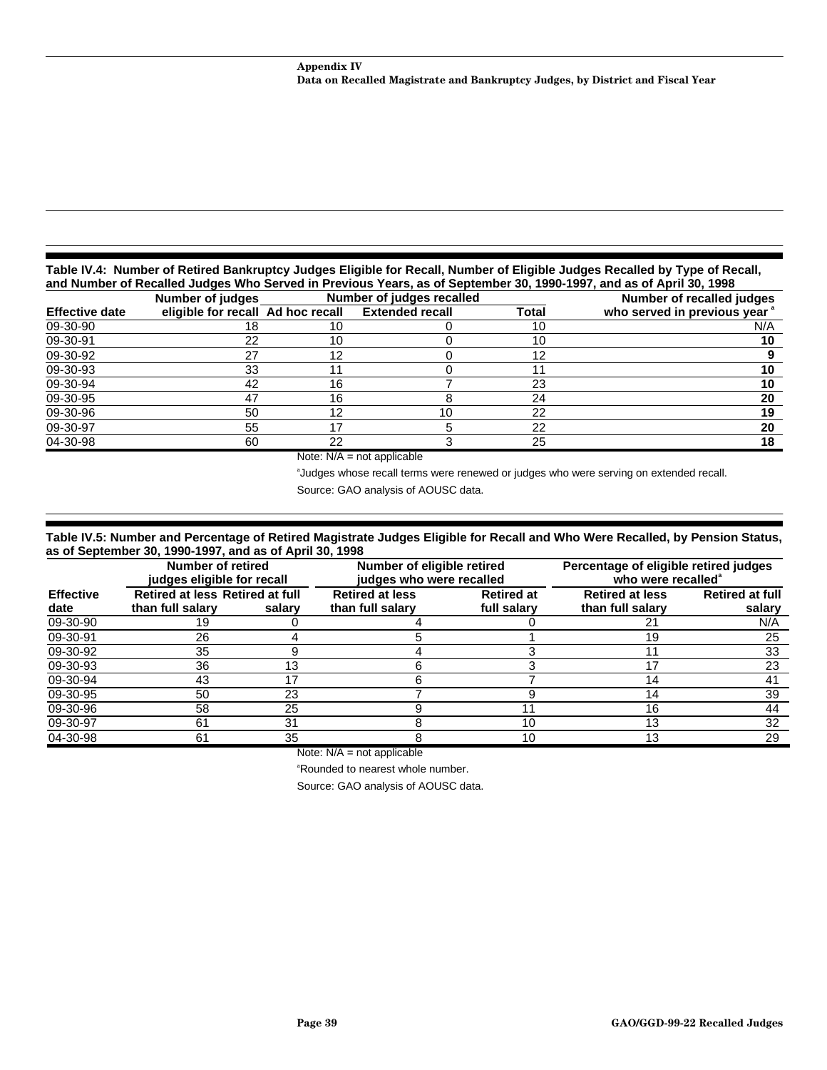**Table IV.4: Number of Retired Bankruptcy Judges Eligible for Recall, Number of Eligible Judges Recalled by Type of Recall, and Number of Recalled Judges Who Served in Previous Years, as of September 30, 1990-1997, and as of April 30, 1998**

| Effective date | Number of judges eligible for recall | Number of judges recalled: Ad hoc recall | Number of judges recalled: Extended recall | Number of judges recalled: Total | Number of recalled judges who served in previous year [a] |
|---|---|---|---|---|---|
| 09-30-90 | 18 | 10 | 0 | 10 | N/A |
| 09-30-91 | 22 | 10 | 0 | 10 | **10** |
| 09-30-92 | 27 | 12 | 0 | 12 | **9** |
| 09-30-93 | 33 | 11 | 0 | 11 | **10** |
| 09-30-94 | 42 | 16 | 7 | 23 | **10** |
| 09-30-95 | 47 | 16 | 8 | 24 | **20** |
| 09-30-96 | 50 | 12 | 10 | 22 | **19** |
| 09-30-97 | 55 | 17 | 5 | 22 | **20** |
| 04-30-98 | 60 | 22 | 3 | 25 | **18** |

Note: N/A = not applicable

[a]Judges whose recall terms were renewed or judges who were serving on extended recall.

Source: GAO analysis of AOUSC data.

**Table IV.5: Number and Percentage of Retired Magistrate Judges Eligible for Recall and Who Were Recalled, by Pension Status, as of September 30, 1990-1997, and as of April 30, 1998**

| Effective date | Number of retired judges eligible for recall | | Number of eligible retired judges who were recalled | | Percentage of eligible retired judges who were recalled[a] | |
|---|---|---|---|---|---|---|
| | Retired at less than full salary | Retired at full salary | Retired at less than full salary | Retired at full salary | Retired at less than full salary | Retired at full salary |
| 09-30-90 | 19 | 0 | 4 | 0 | 21 | N/A |
| 09-30-91 | 26 | 4 | 5 | 1 | 19 | 25 |
| 09-30-92 | 35 | 9 | 4 | 3 | 11 | 33 |
| 09-30-93 | 36 | 13 | 6 | 3 | 17 | 23 |
| 09-30-94 | 43 | 17 | 6 | 7 | 14 | 41 |
| 09-30-95 | 50 | 23 | 7 | 9 | 14 | 39 |
| 09-30-96 | 58 | 25 | 9 | 11 | 16 | 44 |
| 09-30-97 | 61 | 31 | 8 | 10 | 13 | 32 |
| 04-30-98 | 61 | 35 | 8 | 10 | 13 | 29 |

Note: N/A = not applicable

[a]Rounded to nearest whole number.

Source: GAO analysis of AOUSC data.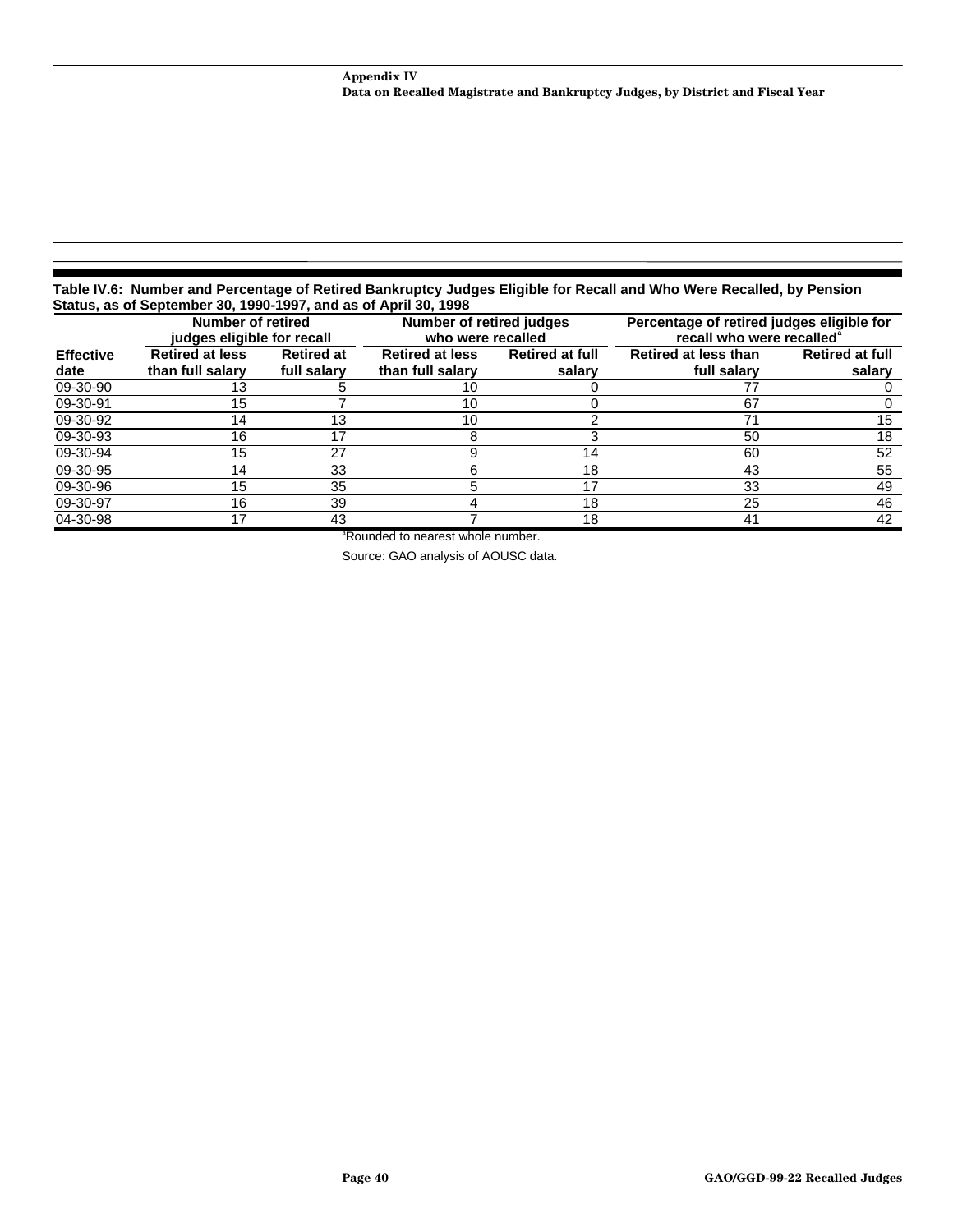Table IV.6: Number and Percentage of Retired Bankruptcy Judges Eligible for Recall and Who Were Recalled, by Pension Status, as of September 30, 1990-1997, and as of April 30, 1998

| | Number of retired judges eligible for recall | | Number of retired judges who were recalled | | Percentage of retired judges eligible for recall who were recalled[a] | |
|---|---|---|---|---|---|---|
| Effective date | Retired at less than full salary | Retired at full salary | Retired at less than full salary | Retired at full salary | Retired at less than full salary | Retired at full salary |
| 09-30-90 | 13 | 5 | 10 | 0 | 77 | 0 |
| 09-30-91 | 15 | 7 | 10 | 0 | 67 | 0 |
| 09-30-92 | 14 | 13 | 10 | 2 | 71 | 15 |
| 09-30-93 | 16 | 17 | 8 | 3 | 50 | 18 |
| 09-30-94 | 15 | 27 | 9 | 14 | 60 | 52 |
| 09-30-95 | 14 | 33 | 6 | 18 | 43 | 55 |
| 09-30-96 | 15 | 35 | 5 | 17 | 33 | 49 |
| 09-30-97 | 16 | 39 | 4 | 18 | 25 | 46 |
| 04-30-98 | 17 | 43 | 7 | 18 | 41 | 42 |

[a]Rounded to nearest whole number.

Source: GAO analysis of AOUSC data.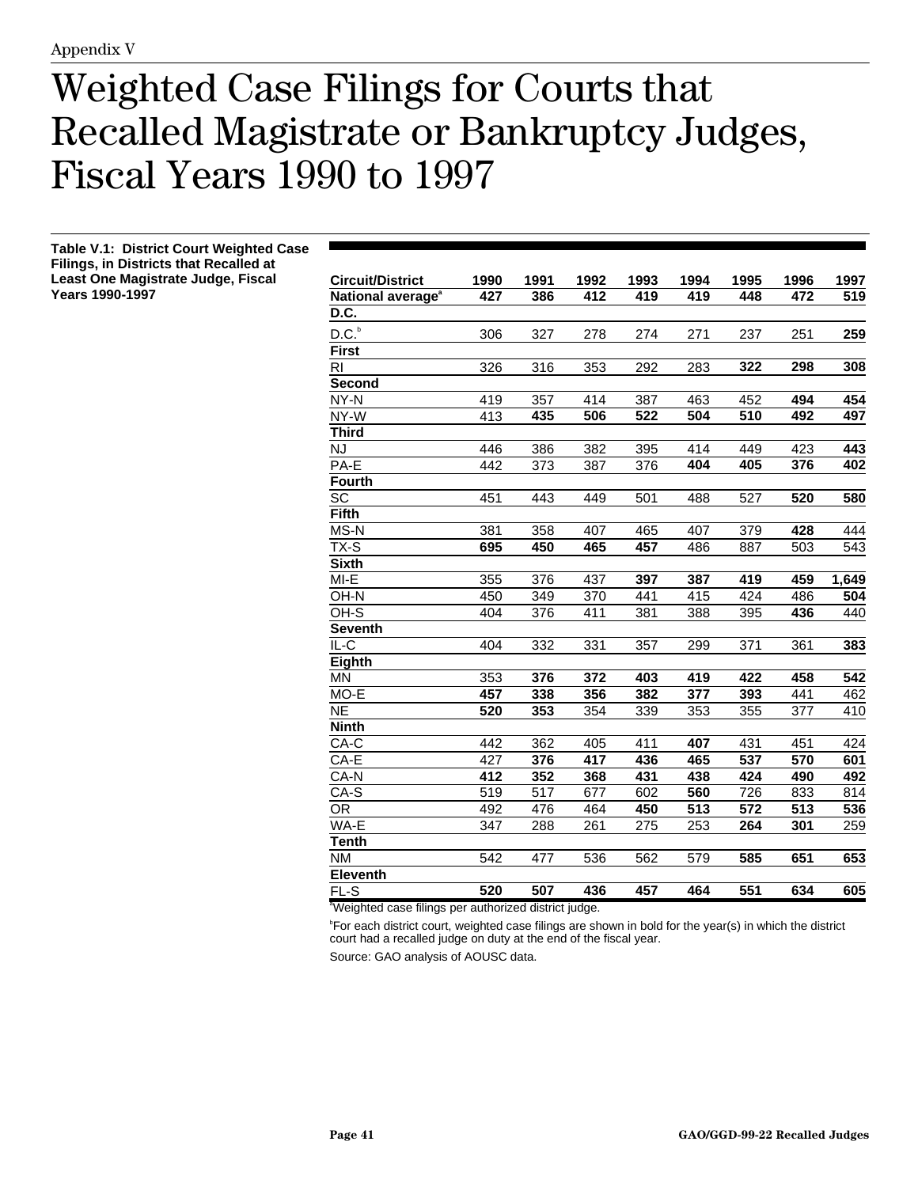Appendix V

# Weighted Case Filings for Courts that Recalled Magistrate or Bankruptcy Judges, Fiscal Years 1990 to 1997

**Table V.1: District Court Weighted Case Filings, in Districts that Recalled at Least One Magistrate Judge, Fiscal Years 1990-1997**

| Circuit/District | 1990 | 1991 | 1992 | 1993 | 1994 | 1995 | 1996 | 1997 |
|---|---|---|---|---|---|---|---|---|
| **National average**[a] | **427** | **386** | **412** | **419** | **419** | **448** | **472** | **519** |
| **D.C.** | | | | | | | | |
| D.C.[b] | 306 | 327 | 278 | 274 | 271 | 237 | 251 | **259** |
| **First** | | | | | | | | |
| RI | 326 | 316 | 353 | 292 | 283 | **322** | **298** | **308** |
| **Second** | | | | | | | | |
| NY-N | 419 | 357 | 414 | 387 | 463 | 452 | **494** | **454** |
| NY-W | 413 | **435** | **506** | **522** | **504** | **510** | **492** | **497** |
| **Third** | | | | | | | | |
| NJ | 446 | 386 | 382 | 395 | 414 | 449 | 423 | **443** |
| PA-E | 442 | 373 | 387 | 376 | **404** | **405** | **376** | **402** |
| **Fourth** | | | | | | | | |
| SC | 451 | 443 | 449 | 501 | 488 | 527 | **520** | **580** |
| **Fifth** | | | | | | | | |
| MS-N | 381 | 358 | 407 | 465 | 407 | 379 | **428** | 444 |
| TX-S | **695** | **450** | **465** | **457** | 486 | 887 | 503 | 543 |
| **Sixth** | | | | | | | | |
| MI-E | 355 | 376 | 437 | **397** | **387** | **419** | **459** | **1,649** |
| OH-N | 450 | 349 | 370 | 441 | 415 | 424 | 486 | **504** |
| OH-S | 404 | 376 | 411 | 381 | 388 | 395 | **436** | 440 |
| **Seventh** | | | | | | | | |
| IL-C | 404 | 332 | 331 | 357 | 299 | 371 | 361 | **383** |
| **Eighth** | | | | | | | | |
| MN | 353 | **376** | **372** | **403** | **419** | **422** | **458** | **542** |
| MO-E | **457** | **338** | **356** | **382** | **377** | **393** | 441 | 462 |
| NE | **520** | **353** | 354 | 339 | 353 | 355 | 377 | 410 |
| **Ninth** | | | | | | | | |
| CA-C | 442 | 362 | 405 | 411 | **407** | 431 | 451 | 424 |
| CA-E | 427 | **376** | **417** | **436** | **465** | **537** | **570** | **601** |
| CA-N | **412** | **352** | **368** | **431** | **438** | **424** | **490** | **492** |
| CA-S | 519 | 517 | 677 | 602 | **560** | 726 | 833 | 814 |
| OR | 492 | 476 | 464 | **450** | **513** | **572** | **513** | **536** |
| WA-E | 347 | 288 | 261 | 275 | 253 | **264** | **301** | 259 |
| **Tenth** | | | | | | | | |
| NM | 542 | 477 | 536 | 562 | 579 | **585** | **651** | **653** |
| **Eleventh** | | | | | | | | |
| FL-S | **520** | **507** | **436** | **457** | **464** | **551** | **634** | 605 |

[a]Weighted case filings per authorized district judge.

[b]For each district court, weighted case filings are shown in bold for the year(s) in which the district court had a recalled judge on duty at the end of the fiscal year.

Source: GAO analysis of AOUSC data.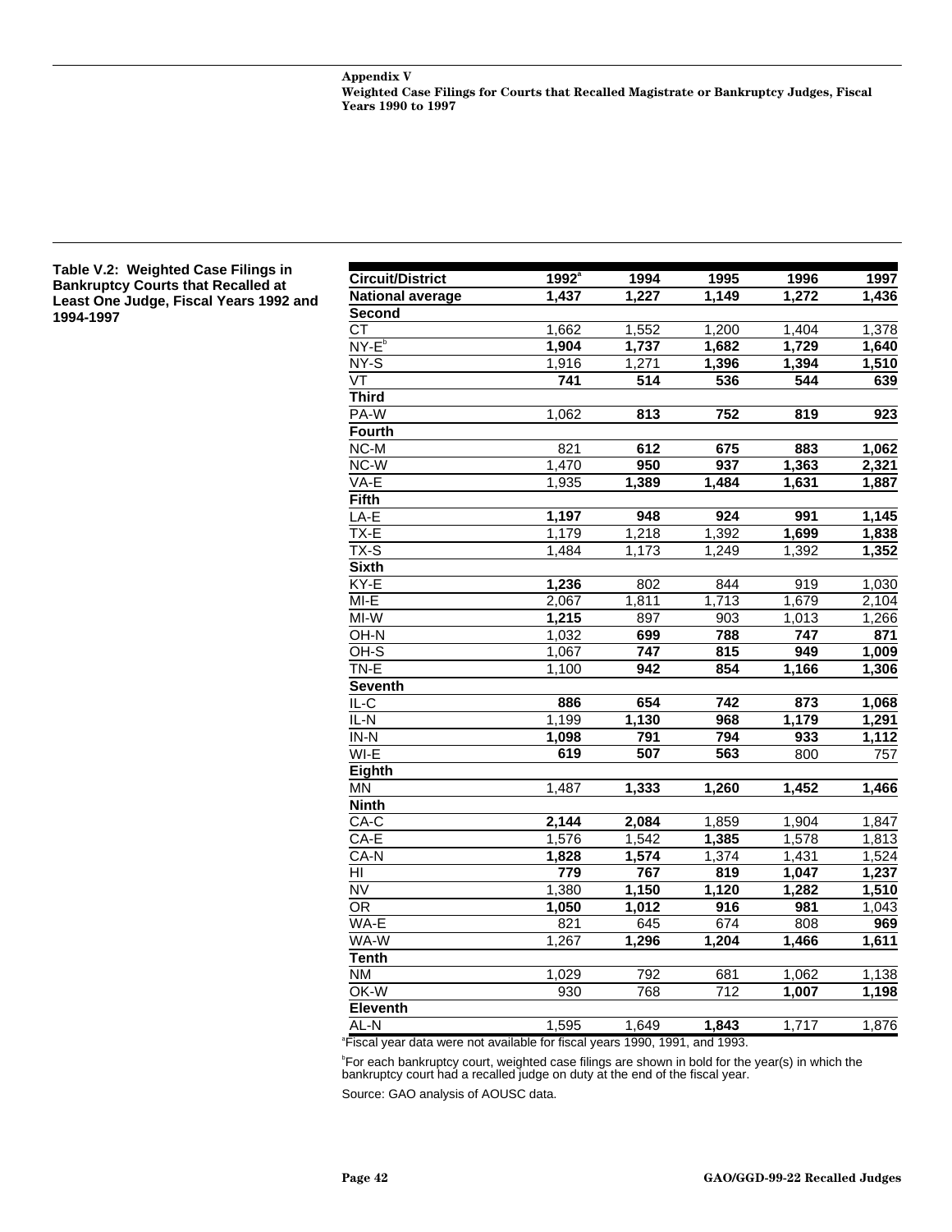Appendix V
Weighted Case Filings for Courts that Recalled Magistrate or Bankruptcy Judges, Fiscal Years 1990 to 1997

**Table V.2: Weighted Case Filings in Bankruptcy Courts that Recalled at Least One Judge, Fiscal Years 1992 and 1994-1997**

| Circuit/District | 1992[a] | 1994 | 1995 | 1996 | 1997 |
|---|---|---|---|---|---|
| **National average** | **1,437** | **1,227** | **1,149** | **1,272** | **1,436** |
| **Second** | | | | | |
| CT | 1,662 | 1,552 | 1,200 | 1,404 | 1,378 |
| NY-E[b] | **1,904** | **1,737** | **1,682** | **1,729** | **1,640** |
| NY-S | 1,916 | 1,271 | **1,396** | **1,394** | **1,510** |
| VT | **741** | **514** | **536** | **544** | **639** |
| **Third** | | | | | |
| PA-W | 1,062 | **813** | **752** | **819** | **923** |
| **Fourth** | | | | | |
| NC-M | 821 | **612** | **675** | **883** | **1,062** |
| NC-W | 1,470 | **950** | **937** | **1,363** | **2,321** |
| VA-E | 1,935 | **1,389** | **1,484** | **1,631** | **1,887** |
| **Fifth** | | | | | |
| LA-E | **1,197** | **948** | **924** | **991** | **1,145** |
| TX-E | 1,179 | 1,218 | 1,392 | **1,699** | **1,838** |
| TX-S | 1,484 | 1,173 | 1,249 | 1,392 | **1,352** |
| **Sixth** | | | | | |
| KY-E | **1,236** | 802 | 844 | 919 | 1,030 |
| MI-E | 2,067 | 1,811 | 1,713 | 1,679 | 2,104 |
| MI-W | **1,215** | 897 | 903 | 1,013 | 1,266 |
| OH-N | 1,032 | **699** | **788** | **747** | **871** |
| OH-S | 1,067 | **747** | **815** | **949** | **1,009** |
| TN-E | 1,100 | **942** | **854** | **1,166** | **1,306** |
| **Seventh** | | | | | |
| IL-C | **886** | **654** | **742** | **873** | **1,068** |
| IL-N | 1,199 | **1,130** | **968** | **1,179** | **1,291** |
| IN-N | **1,098** | **791** | **794** | **933** | **1,112** |
| WI-E | **619** | **507** | **563** | 800 | 757 |
| **Eighth** | | | | | |
| MN | 1,487 | **1,333** | **1,260** | **1,452** | **1,466** |
| **Ninth** | | | | | |
| CA-C | **2,144** | **2,084** | 1,859 | 1,904 | 1,847 |
| CA-E | 1,576 | 1,542 | **1,385** | 1,578 | 1,813 |
| CA-N | **1,828** | **1,574** | 1,374 | 1,431 | 1,524 |
| HI | **779** | **767** | **819** | **1,047** | **1,237** |
| NV | 1,380 | **1,150** | **1,120** | **1,282** | **1,510** |
| OR | **1,050** | **1,012** | **916** | **981** | 1,043 |
| WA-E | 821 | 645 | 674 | 808 | **969** |
| WA-W | 1,267 | **1,296** | **1,204** | **1,466** | **1,611** |
| **Tenth** | | | | | |
| NM | 1,029 | 792 | 681 | 1,062 | 1,138 |
| OK-W | 930 | 768 | 712 | **1,007** | **1,198** |
| **Eleventh** | | | | | |
| AL-N | 1,595 | 1,649 | **1,843** | 1,717 | 1,876 |

[a]Fiscal year data were not available for fiscal years 1990, 1991, and 1993.

[b]For each bankruptcy court, weighted case filings are shown in bold for the year(s) in which the bankruptcy court had a recalled judge on duty at the end of the fiscal year.

Source: GAO analysis of AOUSC data.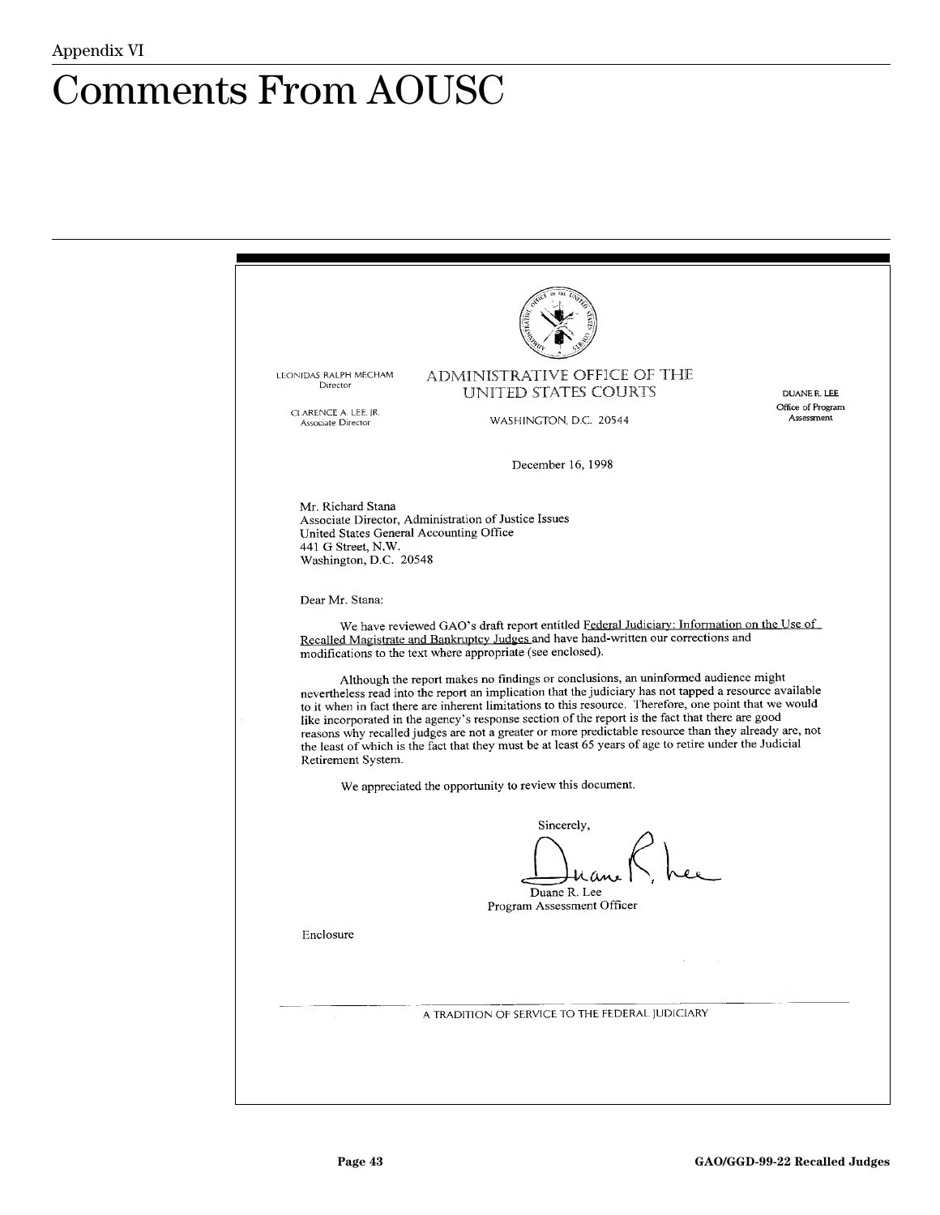Appendix VI

# Comments From AOUSC

LEONIDAS RALPH MECHAM
Director

CLARENCE A. LEE, JR.
Associate Director

ADMINISTRATIVE OFFICE OF THE
UNITED STATES COURTS

WASHINGTON, D.C. 20544

DUANE R. LEE
Office of Program
Assessment

December 16, 1998

Mr. Richard Stana
Associate Director, Administration of Justice Issues
United States General Accounting Office
441 G Street, N.W.
Washington, D.C. 20548

Dear Mr. Stana:

We have reviewed GAO's draft report entitled Federal Judiciary: Information on the Use of Recalled Magistrate and Bankruptcy Judges and have hand-written our corrections and modifications to the text where appropriate (see enclosed).

Although the report makes no findings or conclusions, an uninformed audience might nevertheless read into the report an implication that the judiciary has not tapped a resource available to it when in fact there are inherent limitations to this resource. Therefore, one point that we would like incorporated in the agency's response section of the report is the fact that there are good reasons why recalled judges are not a greater or more predictable resource than they already are, not the least of which is the fact that they must be at least 65 years of age to retire under the Judicial Retirement System.

We appreciated the opportunity to review this document.

Sincerely,

Duane R. Lee
Program Assessment Officer

Enclosure

A TRADITION OF SERVICE TO THE FEDERAL JUDICIARY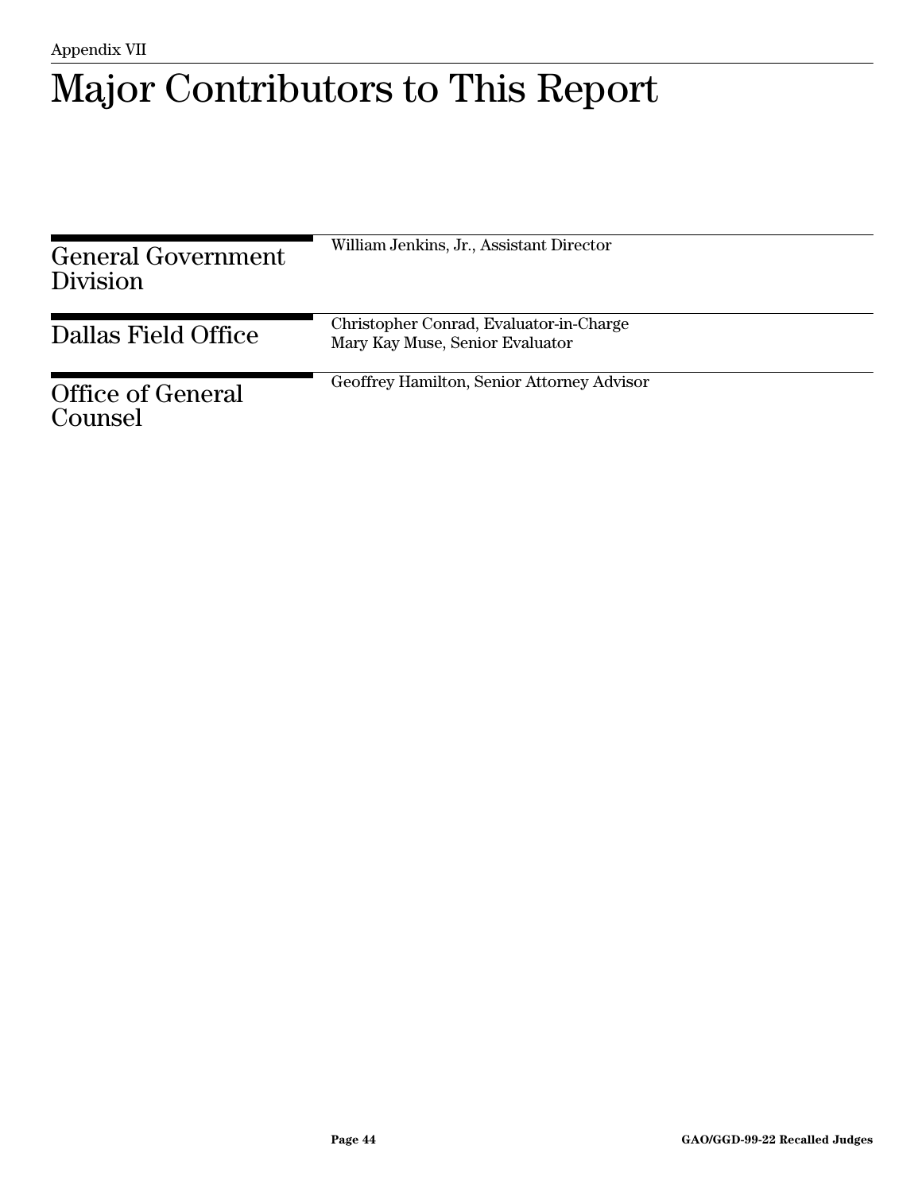Appendix VII

# Major Contributors to This Report

## General Government Division

William Jenkins, Jr., Assistant Director

## Dallas Field Office

Christopher Conrad, Evaluator-in-Charge
Mary Kay Muse, Senior Evaluator

## Office of General Counsel

Geoffrey Hamilton, Senior Attorney Advisor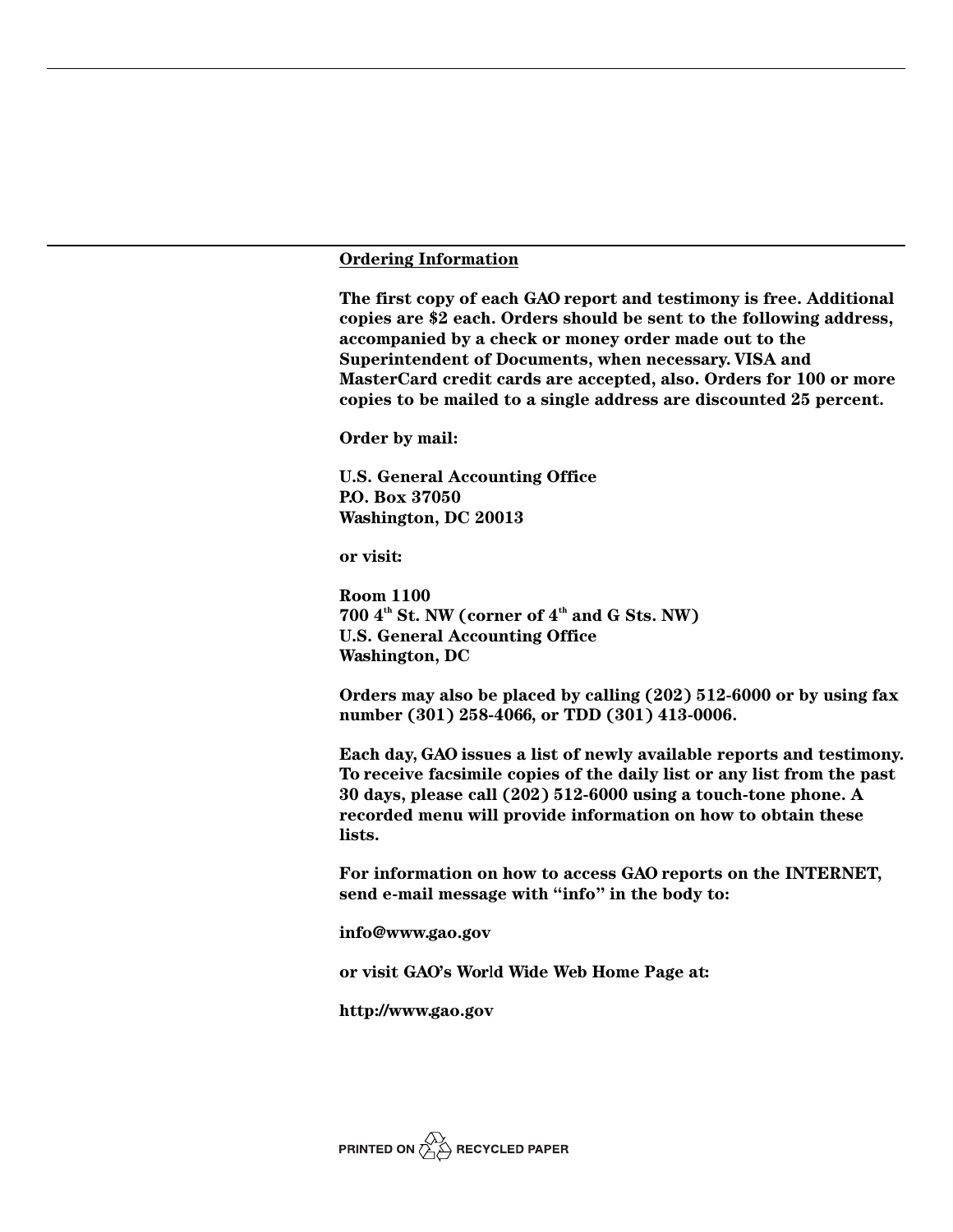**Ordering Information**

**The first copy of each GAO report and testimony is free. Additional copies are $2 each. Orders should be sent to the following address, accompanied by a check or money order made out to the Superintendent of Documents, when necessary. VISA and MasterCard credit cards are accepted, also. Orders for 100 or more copies to be mailed to a single address are discounted 25 percent.**

**Order by mail:**

**U.S. General Accounting Office**
**P.O. Box 37050**
**Washington, DC 20013**

**or visit:**

**Room 1100**
**700 4th St. NW (corner of 4th and G Sts. NW)**
**U.S. General Accounting Office**
**Washington, DC**

**Orders may also be placed by calling (202) 512-6000 or by using fax number (301) 258-4066, or TDD (301) 413-0006.**

**Each day, GAO issues a list of newly available reports and testimony. To receive facsimile copies of the daily list or any list from the past 30 days, please call (202) 512-6000 using a touch-tone phone. A recorded menu will provide information on how to obtain these lists.**

**For information on how to access GAO reports on the INTERNET, send e-mail message with "info" in the body to:**

**info@www.gao.gov**

**or visit GAO's World Wide Web Home Page at:**

**http://www.gao.gov**

PRINTED ON RECYCLED PAPER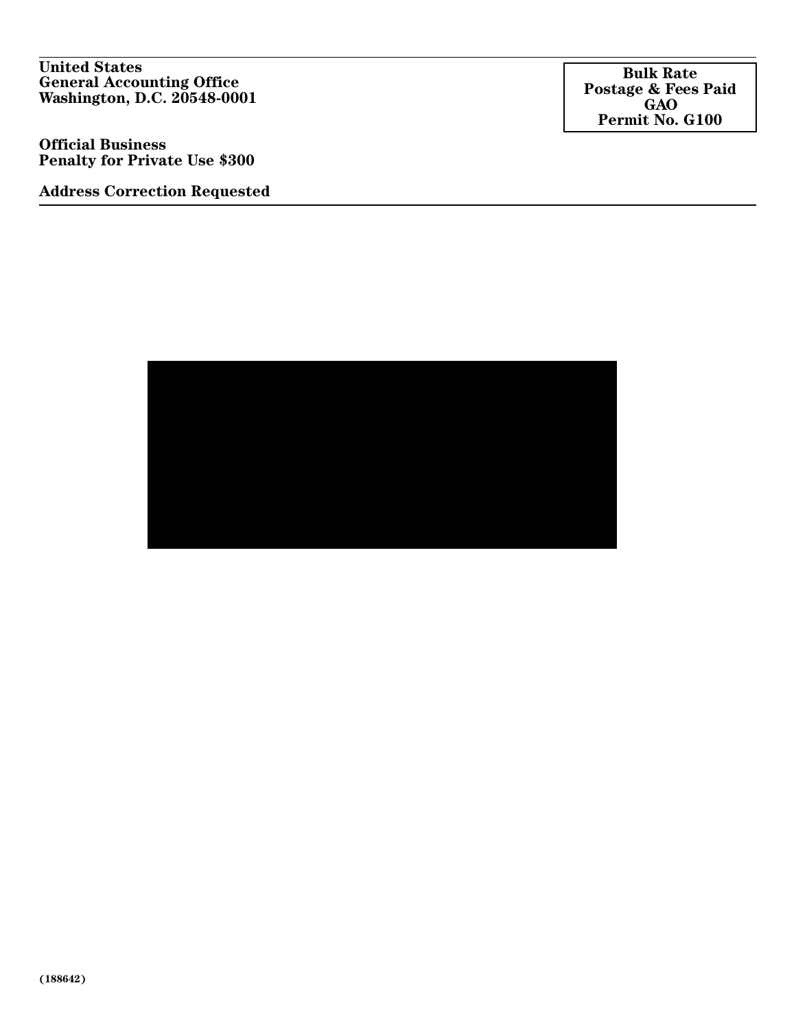**United States**
**General Accounting Office**
**Washington, D.C. 20548-0001**

**Bulk Rate**
**Postage & Fees Paid**
**GAO**
**Permit No. G100**

**Official Business**
**Penalty for Private Use $300**

**Address Correction Requested**

**(188642)**